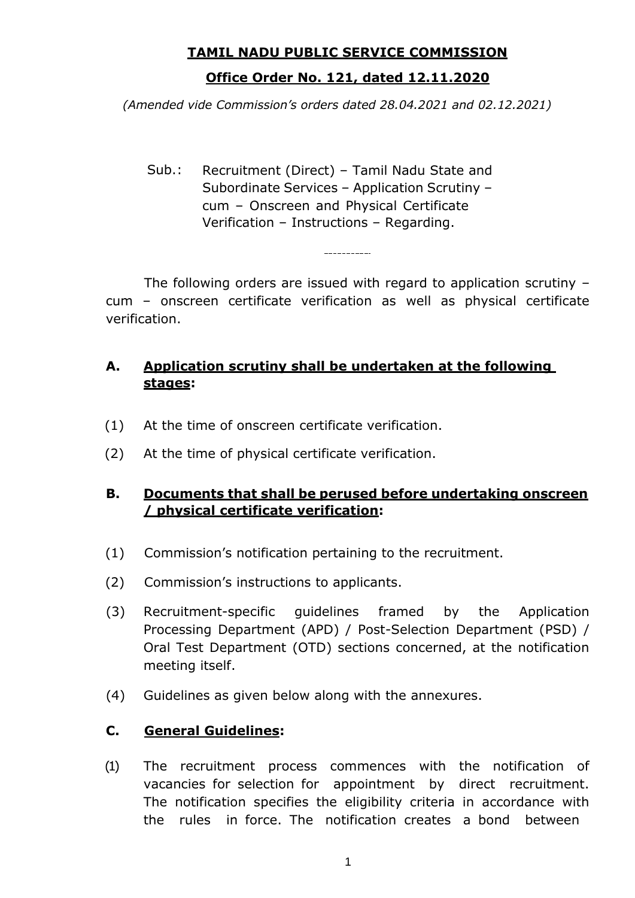# TAMIL NADU PUBLIC SERVICE COMMISSION

## Office Order No. 121, dated 12.11.2020

*(Amended vide Commission's orders dated 28.04.2021 and 02.12.2021)*

Sub.: Recruitment (Direct) – Tamil Nadu State and Subordinate Services – Application Scrutiny – cum – Onscreen and Physical Certificate Verification – Instructions – Regarding.

-----------

The following orders are issued with regard to application scrutiny – cum – onscreen certificate verification as well as physical certificate verification.

### A. Application scrutiny shall be undertaken at the following stages:

(1) At the time of onscreen certificate verification.

(2) At the time of physical certificate verification.

### B. Documents that shall be perused before undertaking onscreen / physical certificate verification:

(1) Commission's notification pertaining to the recruitment.

(2) Commission's instructions to applicants.

(3) Recruitment-specific guidelines framed by the Application Processing Department (APD) / Post-Selection Department (PSD) / Oral Test Department (OTD) sections concerned, at the notification meeting itself.

(4) Guidelines as given below along with the annexures.

### C. General Guidelines:

(1) The recruitment process commences with the notification of vacancies for selection for appointment by direct recruitment. The notification specifies the eligibility criteria in accordance with the rules in force. The notification creates a bond between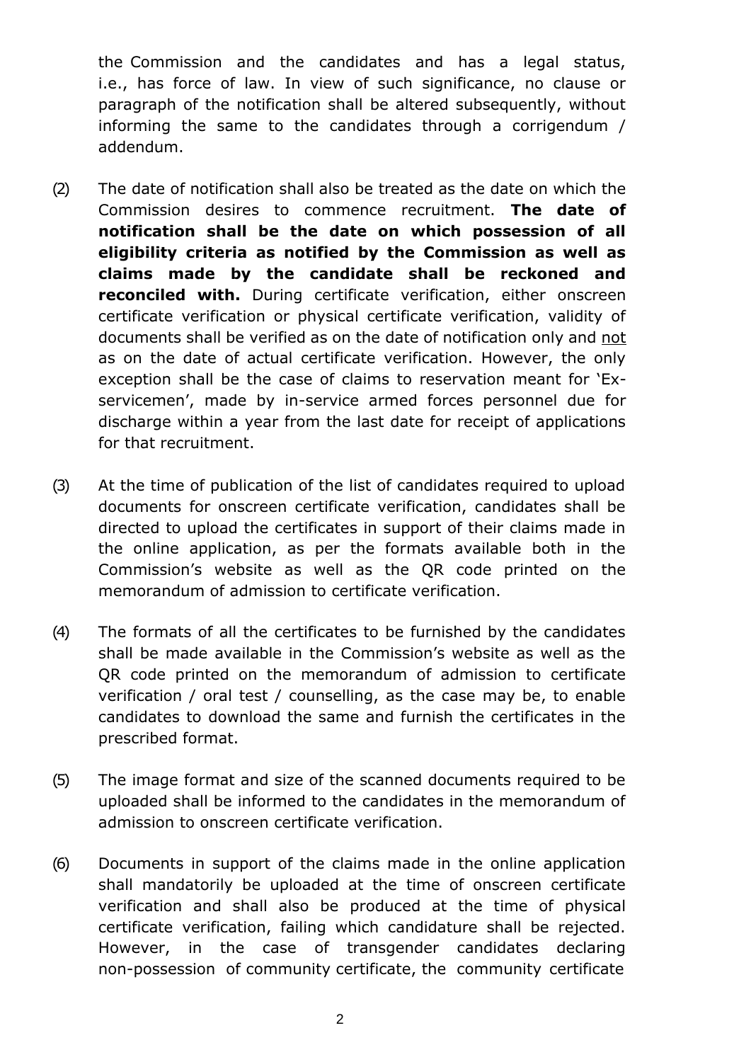the Commission and the candidates and has a legal status, i.e., has force of law. In view of such significance, no clause or paragraph of the notification shall be altered subsequently, without informing the same to the candidates through a corrigendum / addendum.

(2) The date of notification shall also be treated as the date on which the Commission desires to commence recruitment. **The date of notification shall be the date on which possession of all eligibility criteria as notified by the Commission as well as claims made by the candidate shall be reckoned and reconciled with.** During certificate verification, either onscreen certificate verification or physical certificate verification, validity of documents shall be verified as on the date of notification only and <u>not</u> as on the date of actual certificate verification. However, the only exception shall be the case of claims to reservation meant for 'Ex-servicemen', made by in-service armed forces personnel due for discharge within a year from the last date for receipt of applications for that recruitment.

(3) At the time of publication of the list of candidates required to upload documents for onscreen certificate verification, candidates shall be directed to upload the certificates in support of their claims made in the online application, as per the formats available both in the Commission's website as well as the QR code printed on the memorandum of admission to certificate verification.

(4) The formats of all the certificates to be furnished by the candidates shall be made available in the Commission's website as well as the QR code printed on the memorandum of admission to certificate verification / oral test / counselling, as the case may be, to enable candidates to download the same and furnish the certificates in the prescribed format.

(5) The image format and size of the scanned documents required to be uploaded shall be informed to the candidates in the memorandum of admission to onscreen certificate verification.

(6) Documents in support of the claims made in the online application shall mandatorily be uploaded at the time of onscreen certificate verification and shall also be produced at the time of physical certificate verification, failing which candidature shall be rejected. However, in the case of transgender candidates declaring non-possession of community certificate, the community certificate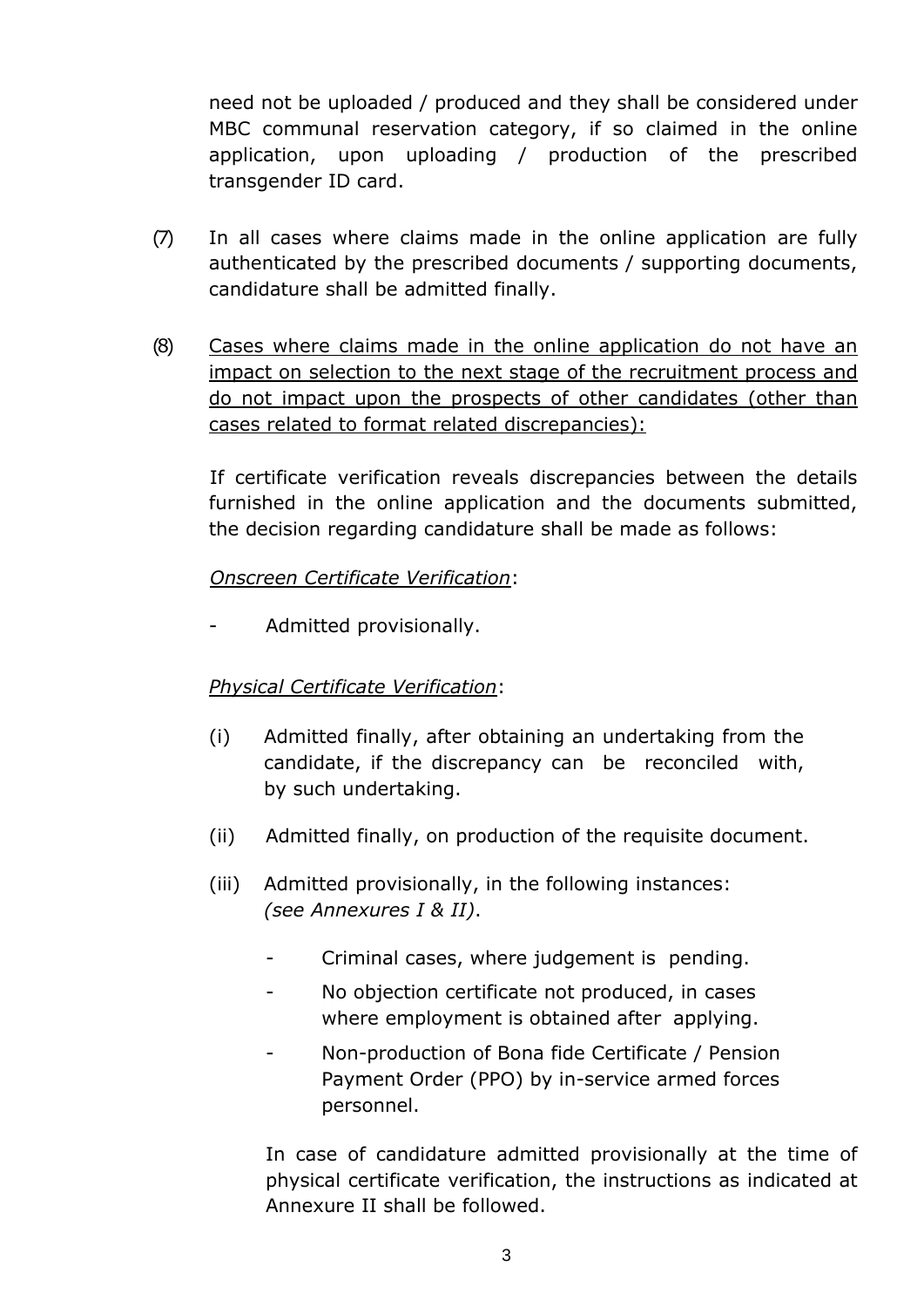need not be uploaded / produced and they shall be considered under MBC communal reservation category, if so claimed in the online application, upon uploading / production of the prescribed transgender ID card.

(7) In all cases where claims made in the online application are fully authenticated by the prescribed documents / supporting documents, candidature shall be admitted finally.

(8) <u>Cases where claims made in the online application do not have an impact on selection to the next stage of the recruitment process and do not impact upon the prospects of other candidates (other than cases related to format related discrepancies):</u>

If certificate verification reveals discrepancies between the details furnished in the online application and the documents submitted, the decision regarding candidature shall be made as follows:

*<u>Onscreen Certificate Verification</u>*:

- Admitted provisionally.

*<u>Physical Certificate Verification</u>*:

(i) Admitted finally, after obtaining an undertaking from the candidate, if the discrepancy can be reconciled with, by such undertaking.

(ii) Admitted finally, on production of the requisite document.

(iii) Admitted provisionally, in the following instances: *(see Annexures I & II)*.

- Criminal cases, where judgement is pending.
- No objection certificate not produced, in cases where employment is obtained after applying.
- Non-production of Bona fide Certificate / Pension Payment Order (PPO) by in-service armed forces personnel.

In case of candidature admitted provisionally at the time of physical certificate verification, the instructions as indicated at Annexure II shall be followed.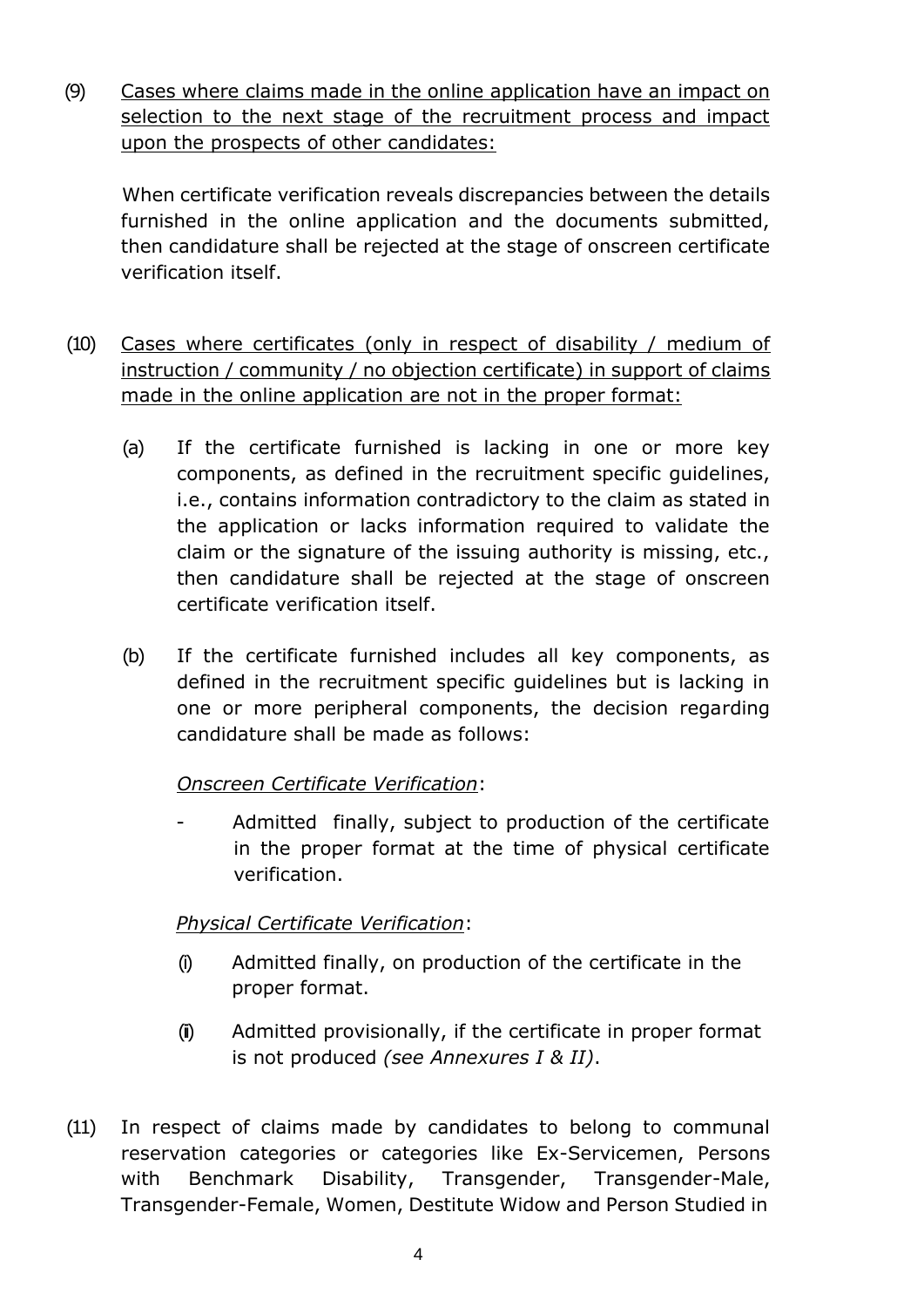(9) <u>Cases where claims made in the online application have an impact on selection to the next stage of the recruitment process and impact upon the prospects of other candidates:</u>

When certificate verification reveals discrepancies between the details furnished in the online application and the documents submitted, then candidature shall be rejected at the stage of onscreen certificate verification itself.

(10) <u>Cases where certificates (only in respect of disability / medium of instruction / community / no objection certificate) in support of claims made in the online application are not in the proper format:</u>

(a) If the certificate furnished is lacking in one or more key components, as defined in the recruitment specific guidelines, i.e., contains information contradictory to the claim as stated in the application or lacks information required to validate the claim or the signature of the issuing authority is missing, etc., then candidature shall be rejected at the stage of onscreen certificate verification itself.

(b) If the certificate furnished includes all key components, as defined in the recruitment specific guidelines but is lacking in one or more peripheral components, the decision regarding candidature shall be made as follows:

*<u>Onscreen Certificate Verification</u>*:

- Admitted finally, subject to production of the certificate in the proper format at the time of physical certificate verification.

*<u>Physical Certificate Verification</u>*:

(i) Admitted finally, on production of the certificate in the proper format.

(ii) Admitted provisionally, if the certificate in proper format is not produced *(see Annexures I & II)*.

(11) In respect of claims made by candidates to belong to communal reservation categories or categories like Ex-Servicemen, Persons with Benchmark Disability, Transgender, Transgender-Male, Transgender-Female, Women, Destitute Widow and Person Studied in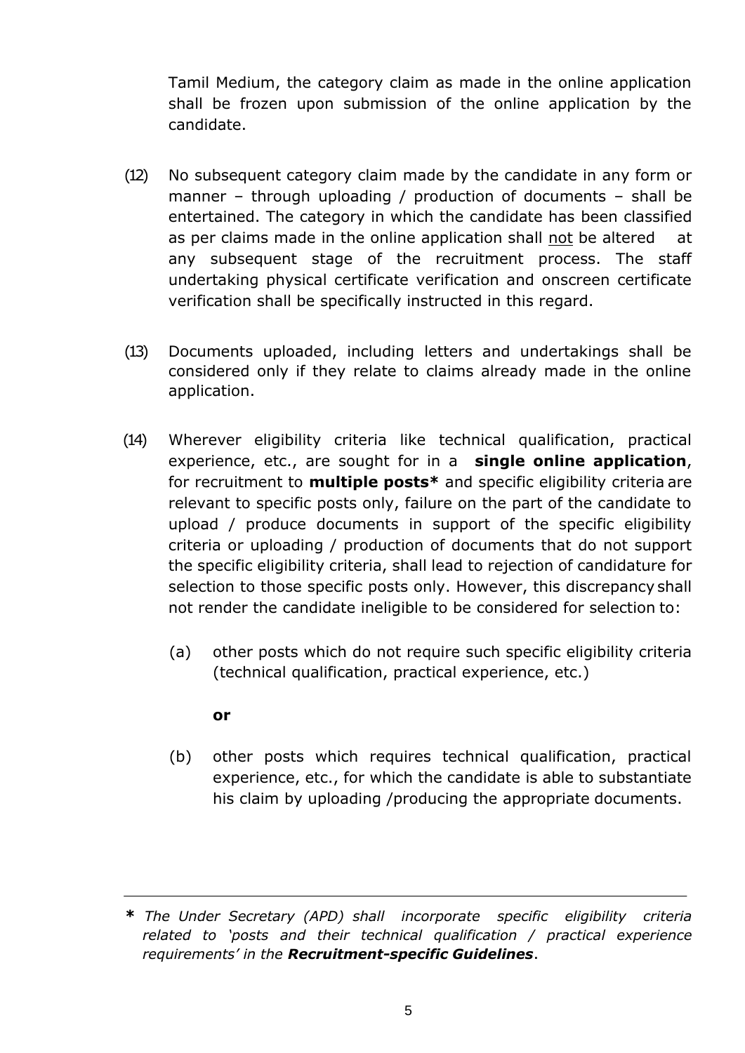Tamil Medium, the category claim as made in the online application shall be frozen upon submission of the online application by the candidate.

(12) No subsequent category claim made by the candidate in any form or manner – through uploading / production of documents – shall be entertained. The category in which the candidate has been classified as per claims made in the online application shall <u>not</u> be altered at any subsequent stage of the recruitment process. The staff undertaking physical certificate verification and onscreen certificate verification shall be specifically instructed in this regard.

(13) Documents uploaded, including letters and undertakings shall be considered only if they relate to claims already made in the online application.

(14) Wherever eligibility criteria like technical qualification, practical experience, etc., are sought for in a **single online application**, for recruitment to **multiple posts*** and specific eligibility criteria are relevant to specific posts only, failure on the part of the candidate to upload / produce documents in support of the specific eligibility criteria or uploading / production of documents that do not support the specific eligibility criteria, shall lead to rejection of candidature for selection to those specific posts only. However, this discrepancy shall not render the candidate ineligible to be considered for selection to:

   (a) other posts which do not require such specific eligibility criteria (technical qualification, practical experience, etc.)

   **or**

   (b) other posts which requires technical qualification, practical experience, etc., for which the candidate is able to substantiate his claim by uploading /producing the appropriate documents.

---

***** *The Under Secretary (APD) shall incorporate specific eligibility criteria related to 'posts and their technical qualification / practical experience requirements' in the* ***Recruitment-specific Guidelines****.*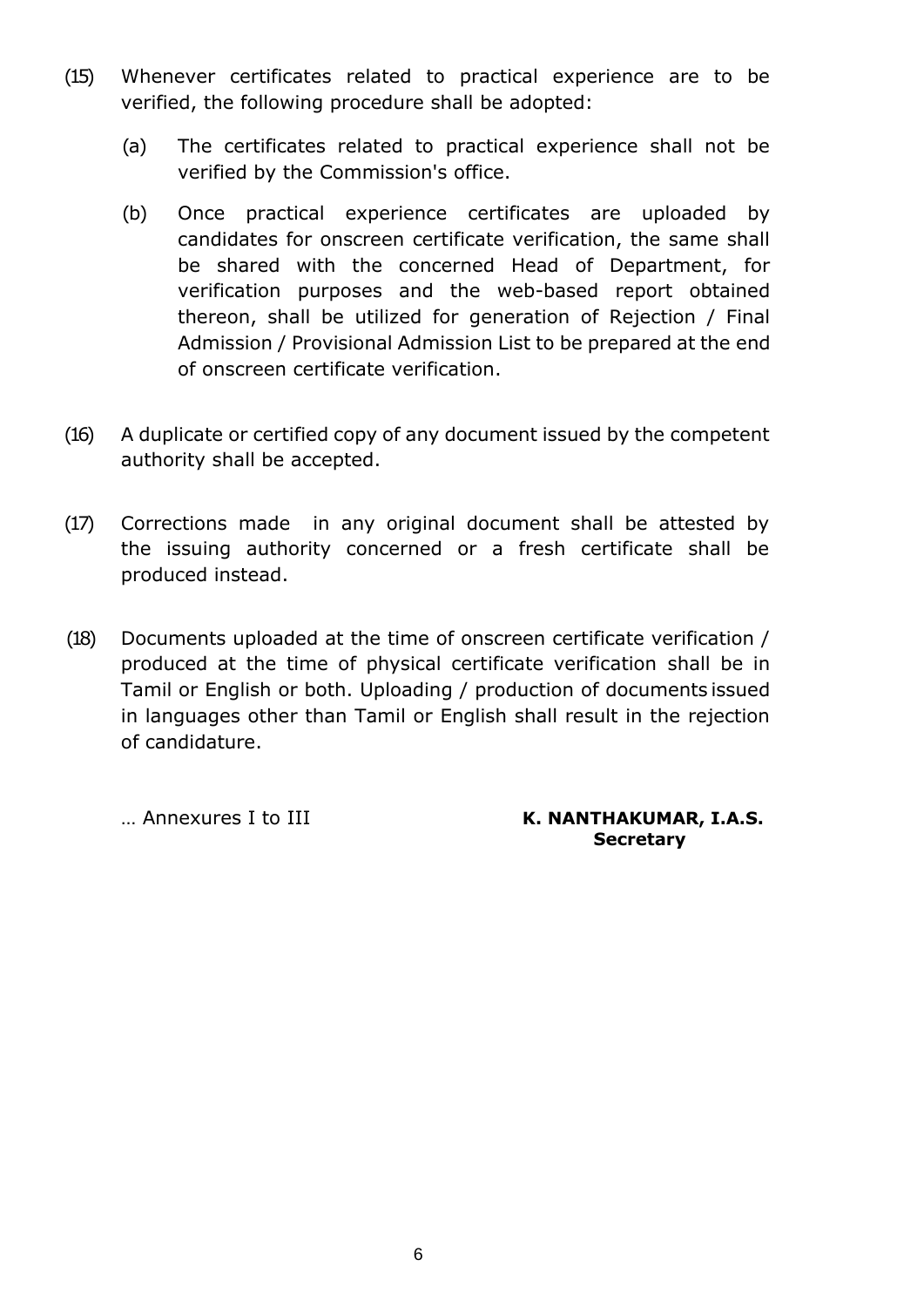(15) Whenever certificates related to practical experience are to be verified, the following procedure shall be adopted:

   (a) The certificates related to practical experience shall not be verified by the Commission's office.

   (b) Once practical experience certificates are uploaded by candidates for onscreen certificate verification, the same shall be shared with the concerned Head of Department, for verification purposes and the web-based report obtained thereon, shall be utilized for generation of Rejection / Final Admission / Provisional Admission List to be prepared at the end of onscreen certificate verification.

(16) A duplicate or certified copy of any document issued by the competent authority shall be accepted.

(17) Corrections made in any original document shall be attested by the issuing authority concerned or a fresh certificate shall be produced instead.

(18) Documents uploaded at the time of onscreen certificate verification / produced at the time of physical certificate verification shall be in Tamil or English or both. Uploading / production of documents issued in languages other than Tamil or English shall result in the rejection of candidature.

… Annexures I to III

**K. NANTHAKUMAR, I.A.S.**
**Secretary**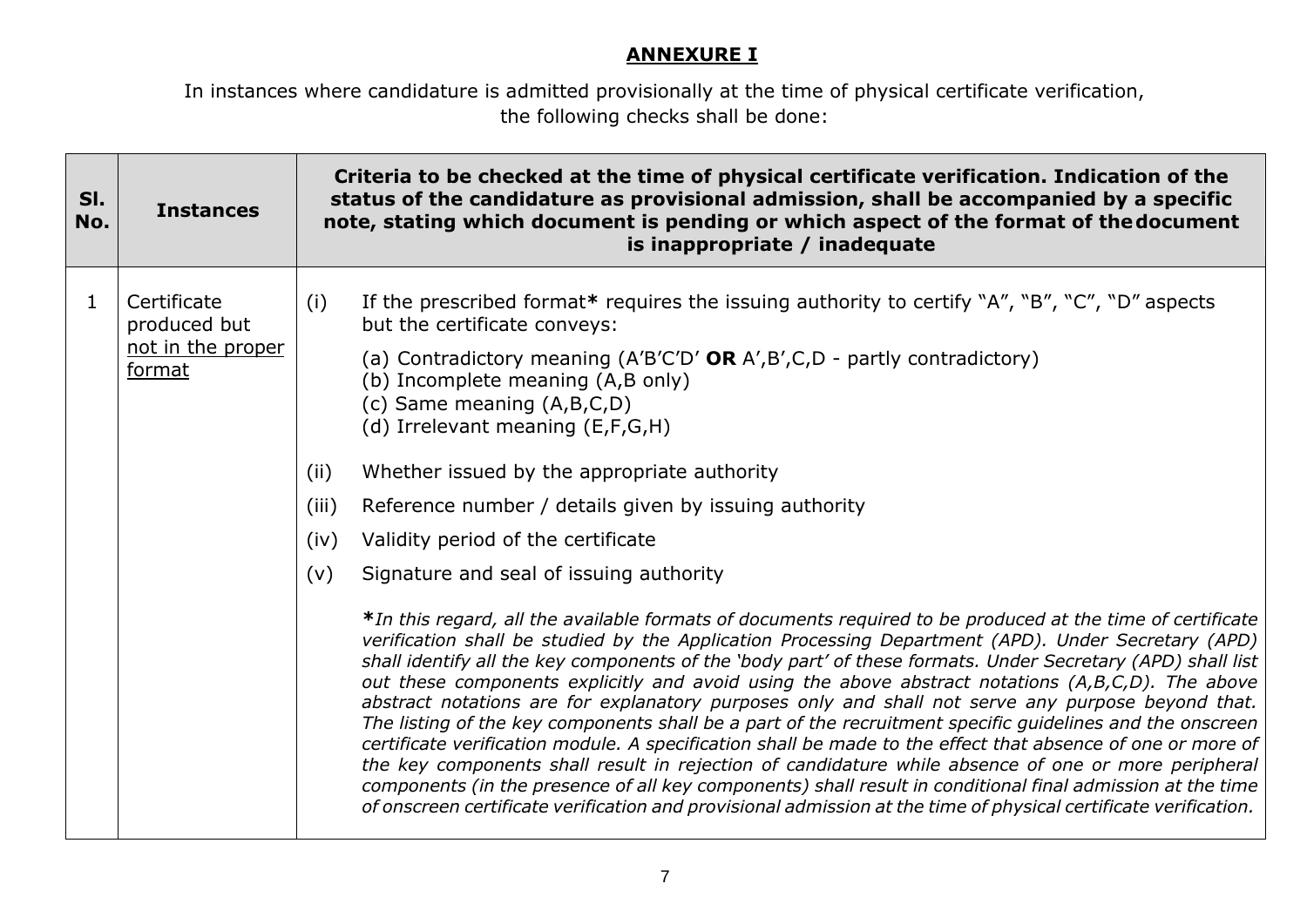## ANNEXURE I

In instances where candidature is admitted provisionally at the time of physical certificate verification, the following checks shall be done:

| Sl. No. | Instances | Criteria to be checked at the time of physical certificate verification. Indication of the status of the candidature as provisional admission, shall be accompanied by a specific note, stating which document is pending or which aspect of the format of the document is inappropriate / inadequate |
|---|---|---|
| 1 | Certificate produced but <u>not in the proper format</u> | (i) If the prescribed format**\*** requires the issuing authority to certify "A", "B", "C", "D" aspects but the certificate conveys:<br>(a) Contradictory meaning (A'B'C'D' **OR** A',B',C,D - partly contradictory)<br>(b) Incomplete meaning (A,B only)<br>(c) Same meaning (A,B,C,D)<br>(d) Irrelevant meaning (E,F,G,H)<br>(ii) Whether issued by the appropriate authority<br>(iii) Reference number / details given by issuing authority<br>(iv) Validity period of the certificate<br>(v) Signature and seal of issuing authority<br><br>***\****In this regard, all the available formats of documents required to be produced at the time of certificate verification shall be studied by the Application Processing Department (APD). Under Secretary (APD) shall identify all the key components of the 'body part' of these formats. Under Secretary (APD) shall list out these components explicitly and avoid using the above abstract notations (A,B,C,D). The above abstract notations are for explanatory purposes only and shall not serve any purpose beyond that. The listing of the key components shall be a part of the recruitment specific guidelines and the onscreen certificate verification module. A specification shall be made to the effect that absence of one or more of the key components shall result in rejection of candidature while absence of one or more peripheral components (in the presence of all key components) shall result in conditional final admission at the time of onscreen certificate verification and provisional admission at the time of physical certificate verification.* |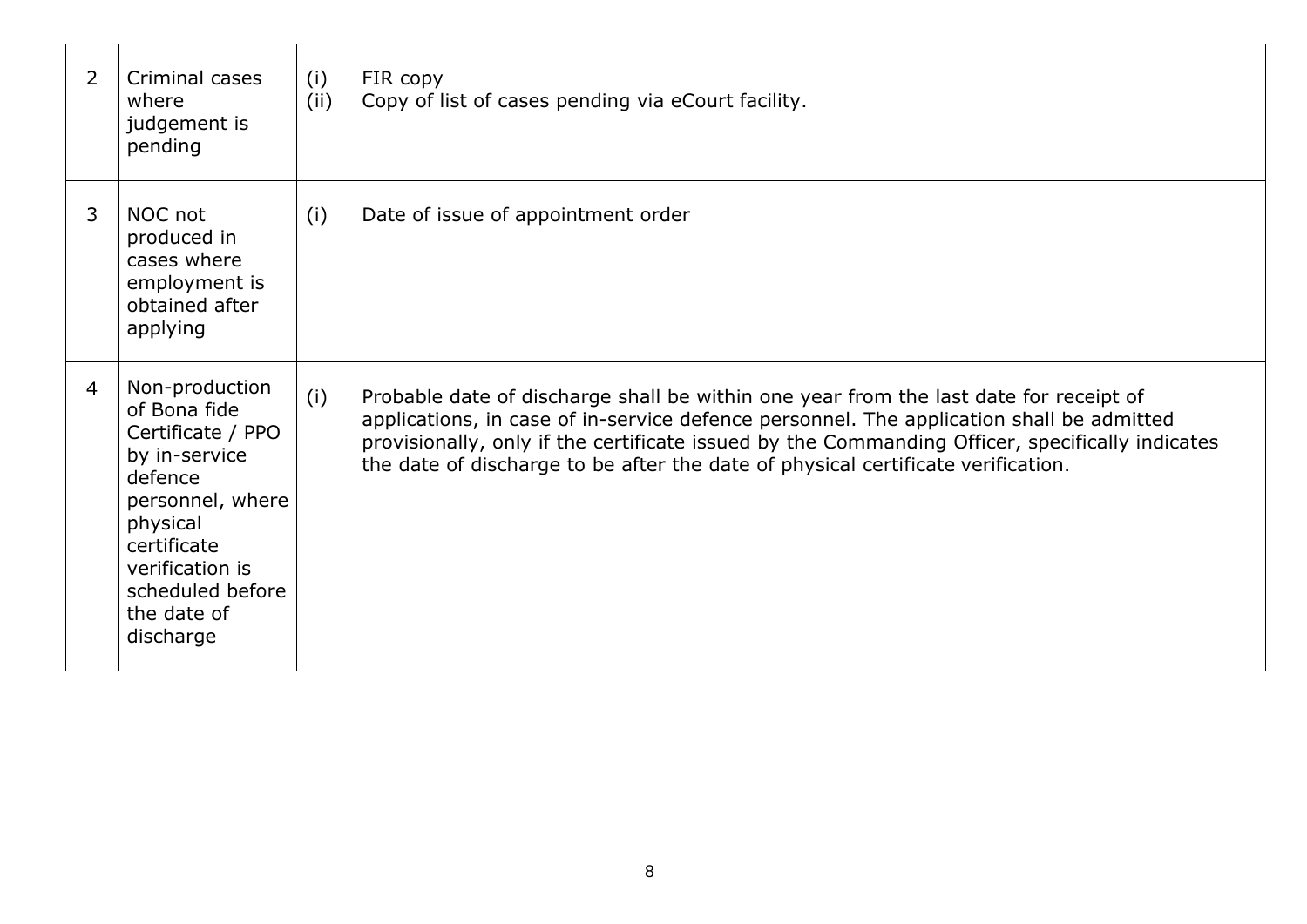| | | |
|---|---|---|
| 2 | Criminal cases where judgement is pending | (i) FIR copy<br>(ii) Copy of list of cases pending via eCourt facility. |
| 3 | NOC not produced in cases where employment is obtained after applying | (i) Date of issue of appointment order |
| 4 | Non-production of Bona fide Certificate / PPO by in-service defence personnel, where physical certificate verification is scheduled before the date of discharge | (i) Probable date of discharge shall be within one year from the last date for receipt of applications, in case of in-service defence personnel. The application shall be admitted provisionally, only if the certificate issued by the Commanding Officer, specifically indicates the date of discharge to be after the date of physical certificate verification. |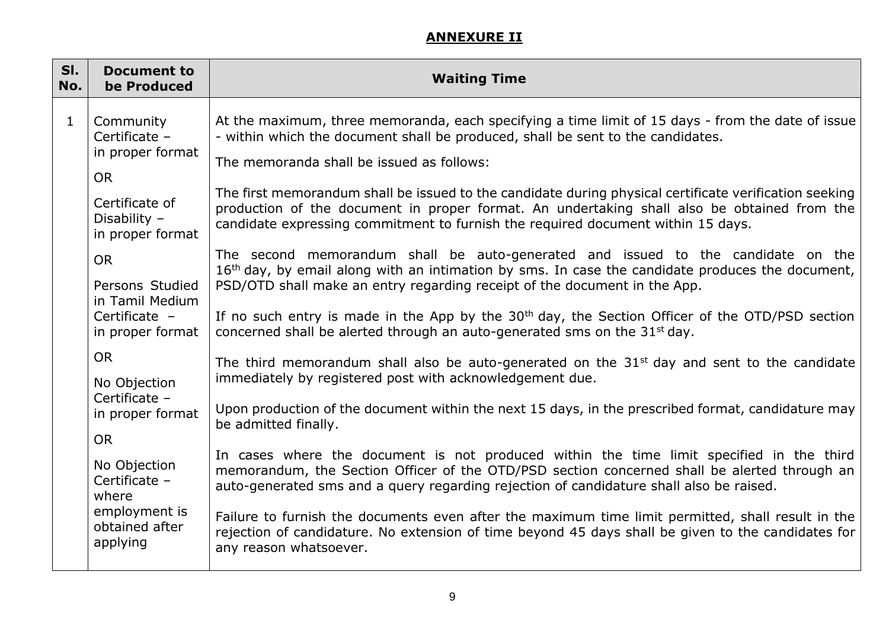## ANNEXURE II

| Sl. No. | Document to be Produced | Waiting Time |
|---|---|---|
| 1 | Community Certificate – in proper format<br><br>OR<br><br>Certificate of Disability – in proper format<br><br>OR<br><br>Persons Studied in Tamil Medium Certificate – in proper format<br><br>OR<br><br>No Objection Certificate – in proper format<br><br>OR<br><br>No Objection Certificate – where employment is obtained after applying | At the maximum, three memoranda, each specifying a time limit of 15 days - from the date of issue - within which the document shall be produced, shall be sent to the candidates.<br><br>The memoranda shall be issued as follows:<br><br>The first memorandum shall be issued to the candidate during physical certificate verification seeking production of the document in proper format. An undertaking shall also be obtained from the candidate expressing commitment to furnish the required document within 15 days.<br><br>The second memorandum shall be auto-generated and issued to the candidate on the 16th day, by email along with an intimation by sms. In case the candidate produces the document, PSD/OTD shall make an entry regarding receipt of the document in the App.<br><br>If no such entry is made in the App by the 30th day, the Section Officer of the OTD/PSD section concerned shall be alerted through an auto-generated sms on the 31st day.<br><br>The third memorandum shall also be auto-generated on the 31st day and sent to the candidate immediately by registered post with acknowledgement due.<br><br>Upon production of the document within the next 15 days, in the prescribed format, candidature may be admitted finally.<br><br>In cases where the document is not produced within the time limit specified in the third memorandum, the Section Officer of the OTD/PSD section concerned shall be alerted through an auto-generated sms and a query regarding rejection of candidature shall also be raised.<br><br>Failure to furnish the documents even after the maximum time limit permitted, shall result in the rejection of candidature. No extension of time beyond 45 days shall be given to the candidates for any reason whatsoever. |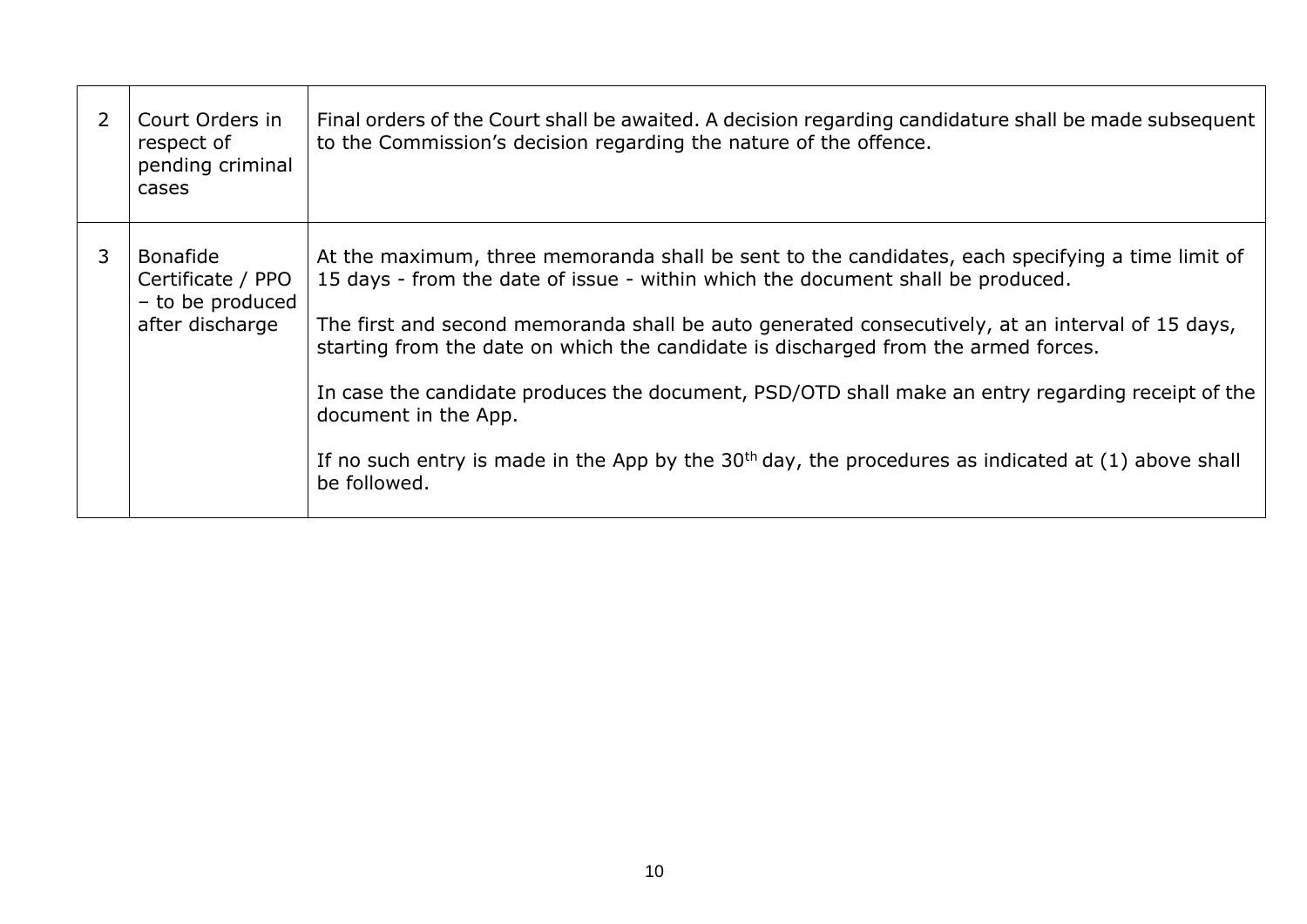| 2 | Court Orders in respect of pending criminal cases | Final orders of the Court shall be awaited. A decision regarding candidature shall be made subsequent to the Commission's decision regarding the nature of the offence. |
|---|---|---|
| 3 | Bonafide Certificate / PPO – to be produced after discharge | At the maximum, three memoranda shall be sent to the candidates, each specifying a time limit of 15 days - from the date of issue - within which the document shall be produced.<br><br>The first and second memoranda shall be auto generated consecutively, at an interval of 15 days, starting from the date on which the candidate is discharged from the armed forces.<br><br>In case the candidate produces the document, PSD/OTD shall make an entry regarding receipt of the document in the App.<br><br>If no such entry is made in the App by the 30th day, the procedures as indicated at (1) above shall be followed. |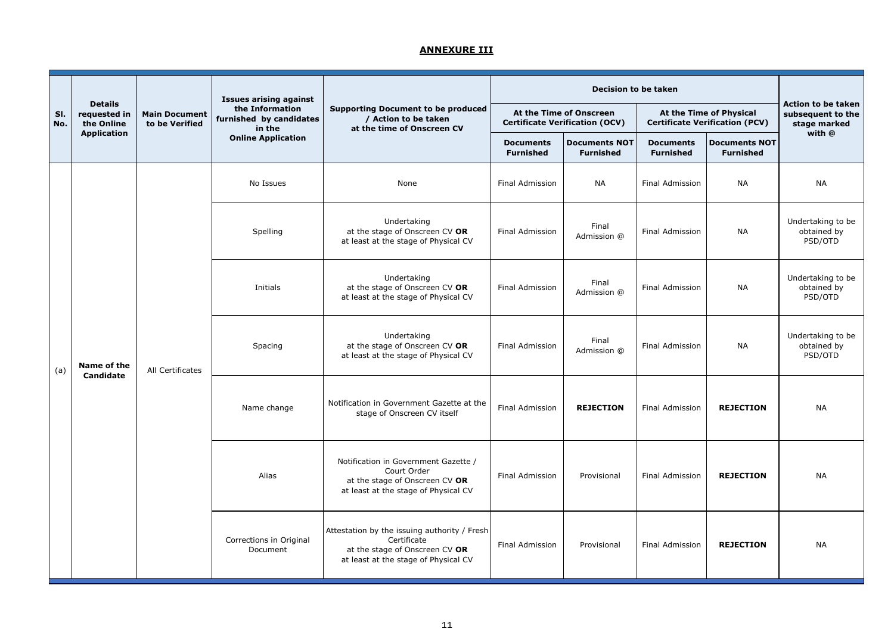# ANNEXURE III

| Sl. No. | Details requested in the Online Application | Main Document to be Verified | Issues arising against the Information furnished by candidates in the Online Application | Supporting Document to be produced / Action to be taken at the time of Onscreen CV | Decision to be taken | | | | Action to be taken subsequent to the stage marked with @ |
|---|---|---|---|---|---|---|---|---|---|
| | | | | | At the Time of Onscreen Certificate Verification (OCV) | | At the Time of Physical Certificate Verification (PCV) | | |
| | | | | | Documents Furnished | Documents NOT Furnished | Documents Furnished | Documents NOT Furnished | |
| (a) | **Name of the Candidate** | All Certificates | No Issues | None | Final Admission | NA | Final Admission | NA | NA |
| | | | Spelling | Undertaking at the stage of Onscreen CV **OR** at least at the stage of Physical CV | Final Admission | Final Admission @ | Final Admission | NA | Undertaking to be obtained by PSD/OTD |
| | | | Initials | Undertaking at the stage of Onscreen CV **OR** at least at the stage of Physical CV | Final Admission | Final Admission @ | Final Admission | NA | Undertaking to be obtained by PSD/OTD |
| | | | Spacing | Undertaking at the stage of Onscreen CV **OR** at least at the stage of Physical CV | Final Admission | Final Admission @ | Final Admission | NA | Undertaking to be obtained by PSD/OTD |
| | | | Name change | Notification in Government Gazette at the stage of Onscreen CV itself | Final Admission | **REJECTION** | Final Admission | **REJECTION** | NA |
| | | | Alias | Notification in Government Gazette / Court Order at the stage of Onscreen CV **OR** at least at the stage of Physical CV | Final Admission | Provisional | Final Admission | **REJECTION** | NA |
| | | | Corrections in Original Document | Attestation by the issuing authority / Fresh Certificate at the stage of Onscreen CV **OR** at least at the stage of Physical CV | Final Admission | Provisional | Final Admission | **REJECTION** | NA |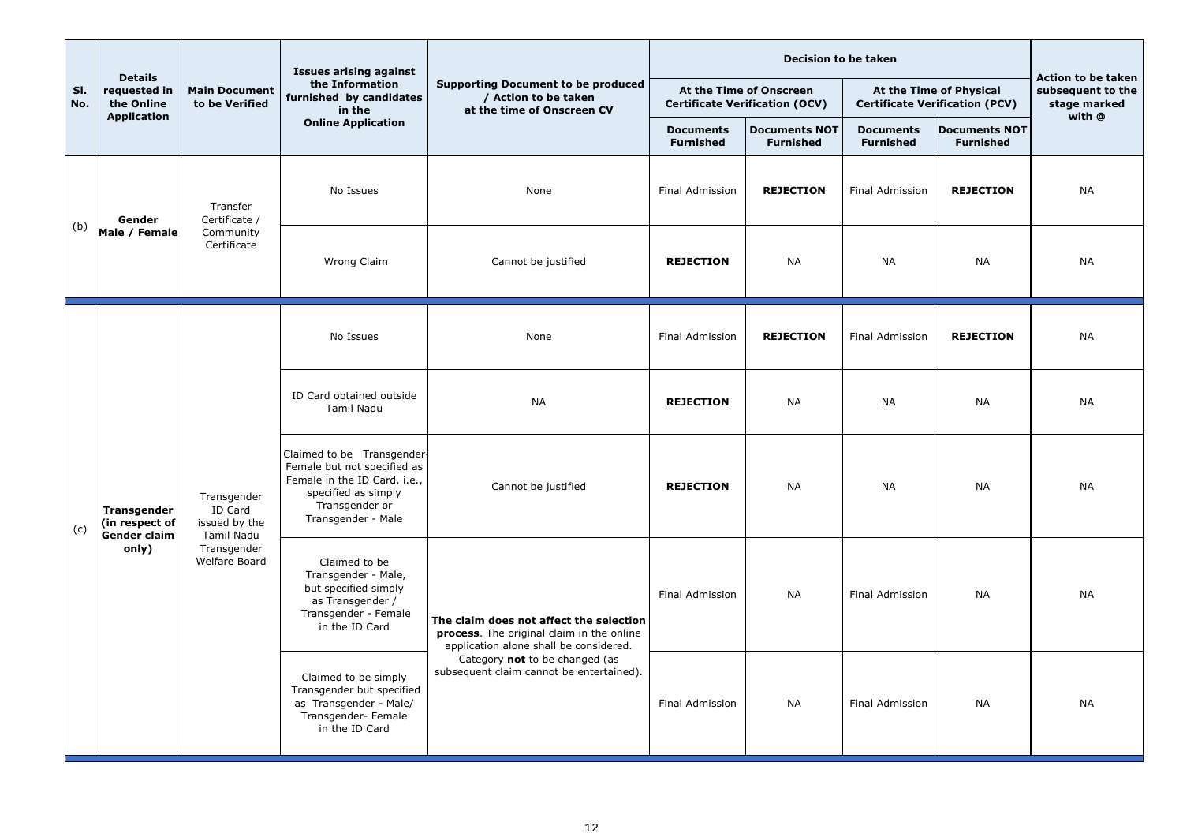| Sl. No. | Details requested in the Online Application | Main Document to be Verified | Issues arising against the Information furnished by candidates in the Online Application | Supporting Document to be produced / Action to be taken at the time of Onscreen CV | Decision to be taken | | | | Action to be taken subsequent to the stage marked with @ |
|---|---|---|---|---|---|---|---|---|---|
| | | | | | At the Time of Onscreen Certificate Verification (OCV) | | At the Time of Physical Certificate Verification (PCV) | | |
| | | | | | Documents Furnished | Documents NOT Furnished | Documents Furnished | Documents NOT Furnished | |
| (b) | **Gender Male / Female** | Transfer Certificate / Community Certificate | No Issues | None | Final Admission | **REJECTION** | Final Admission | **REJECTION** | NA |
| | | | Wrong Claim | Cannot be justified | **REJECTION** | NA | NA | NA | NA |
| (c) | **Transgender (in respect of Gender claim only)** | Transgender ID Card issued by the Tamil Nadu Transgender Welfare Board | No Issues | None | Final Admission | **REJECTION** | Final Admission | **REJECTION** | NA |
| | | | ID Card obtained outside Tamil Nadu | NA | **REJECTION** | NA | NA | NA | NA |
| | | | Claimed to be Transgender-Female but not specified as Female in the ID Card, i.e., specified as simply Transgender or Transgender - Male | Cannot be justified | **REJECTION** | NA | NA | NA | NA |
| | | | Claimed to be Transgender - Male, but specified simply as Transgender / Transgender - Female in the ID Card | **The claim does not affect the selection process**. The original claim in the online application alone shall be considered. Category **not** to be changed (as subsequent claim cannot be entertained). | Final Admission | NA | Final Admission | NA | NA |
| | | | Claimed to be simply Transgender but specified as Transgender - Male/ Transgender- Female in the ID Card | | Final Admission | NA | Final Admission | NA | NA |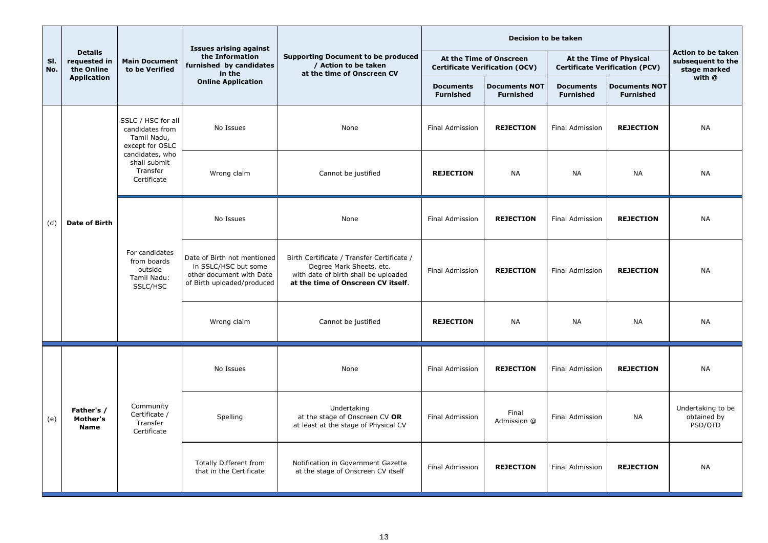| Sl. No. | Details requested in the Online Application | Main Document to be Verified | Issues arising against the Information furnished by candidates in the Online Application | Supporting Document to be produced / Action to be taken at the time of Onscreen CV | Decision to be taken | | | | Action to be taken subsequent to the stage marked with @ |
|---|---|---|---|---|---|---|---|---|---|
| | | | | | At the Time of Onscreen Certificate Verification (OCV) | | At the Time of Physical Certificate Verification (PCV) | | |
| | | | | | Documents Furnished | Documents NOT Furnished | Documents Furnished | Documents NOT Furnished | |
| (d) | Date of Birth | SSLC / HSC for all candidates from Tamil Nadu, except for OSLC candidates, who shall submit Transfer Certificate | No Issues | None | Final Admission | **REJECTION** | Final Admission | **REJECTION** | NA |
| | | | Wrong claim | Cannot be justified | **REJECTION** | NA | NA | NA | NA |
| | | For candidates from boards outside Tamil Nadu: SSLC/HSC | No Issues | None | Final Admission | **REJECTION** | Final Admission | **REJECTION** | NA |
| | | | Date of Birth not mentioned in SSLC/HSC but some other document with Date of Birth uploaded/produced | Birth Certificate / Transfer Certificate / Degree Mark Sheets, etc. with date of birth shall be uploaded **at the time of Onscreen CV itself**. | Final Admission | **REJECTION** | Final Admission | **REJECTION** | NA |
| | | | Wrong claim | Cannot be justified | **REJECTION** | NA | NA | NA | NA |
| (e) | Father's / Mother's Name | Community Certificate / Transfer Certificate | No Issues | None | Final Admission | **REJECTION** | Final Admission | **REJECTION** | NA |
| | | | Spelling | Undertaking at the stage of Onscreen CV **OR** at least at the stage of Physical CV | Final Admission | Final Admission @ | Final Admission | NA | Undertaking to be obtained by PSD/OTD |
| | | | Totally Different from that in the Certificate | Notification in Government Gazette at the stage of Onscreen CV itself | Final Admission | **REJECTION** | Final Admission | **REJECTION** | NA |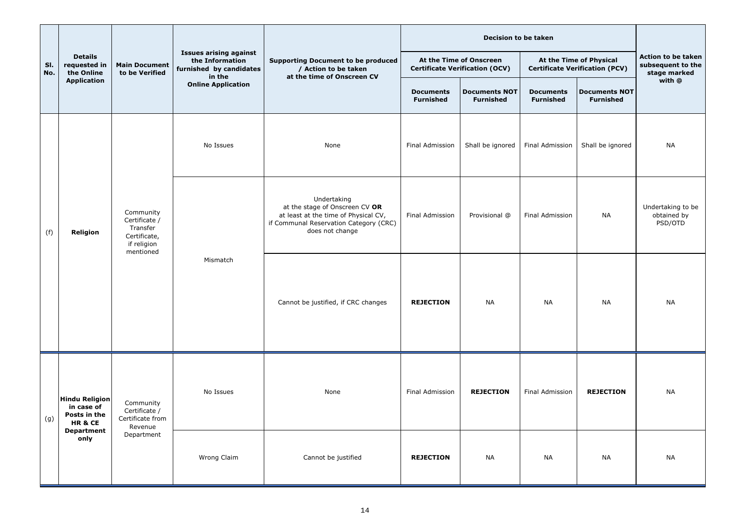| Sl. No. | Details requested in the Online Application | Main Document to be Verified | Issues arising against the Information furnished by candidates in the Online Application | Supporting Document to be produced / Action to be taken at the time of Onscreen CV | Decision to be taken | | | | Action to be taken subsequent to the stage marked with @ |
|---|---|---|---|---|---|---|---|---|---|
| | | | | | At the Time of Onscreen Certificate Verification (OCV) | | At the Time of Physical Certificate Verification (PCV) | | |
| | | | | | Documents Furnished | Documents NOT Furnished | Documents Furnished | Documents NOT Furnished | |
| (f) | **Religion** | Community Certificate / Transfer Certificate, if religion mentioned | No Issues | None | Final Admission | Shall be ignored | Final Admission | Shall be ignored | NA |
| | | | Mismatch | Undertaking at the stage of Onscreen CV **OR** at least at the time of Physical CV, if Communal Reservation Category (CRC) does not change | Final Admission | Provisional @ | Final Admission | NA | Undertaking to be obtained by PSD/OTD |
| | | | | Cannot be justified, if CRC changes | **REJECTION** | NA | NA | NA | NA |
| (g) | **Hindu Religion in case of Posts in the HR & CE Department only** | Community Certificate / Certificate from Revenue Department | No Issues | None | Final Admission | **REJECTION** | Final Admission | **REJECTION** | NA |
| | | | Wrong Claim | Cannot be justified | **REJECTION** | NA | NA | NA | NA |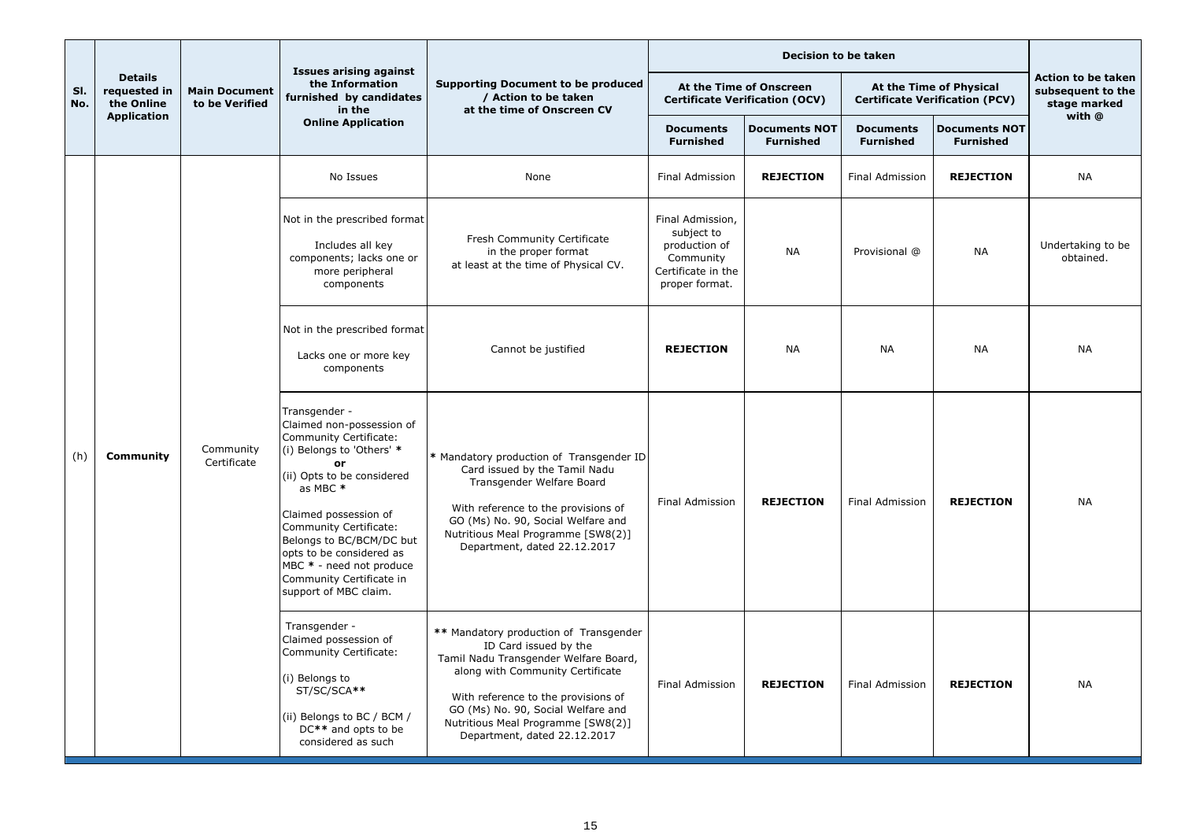| Sl. No. | Details requested in the Online Application | Main Document to be Verified | Issues arising against the Information furnished by candidates in the Online Application | Supporting Document to be produced / Action to be taken at the time of Onscreen CV | Decision to be taken | | | | Action to be taken subsequent to the stage marked with @ |
|---|---|---|---|---|---|---|---|---|---|
| | | | | | At the Time of Onscreen Certificate Verification (OCV) | | At the Time of Physical Certificate Verification (PCV) | | |
| | | | | | Documents Furnished | Documents NOT Furnished | Documents Furnished | Documents NOT Furnished | |
| (h) | **Community** | Community Certificate | No Issues | None | Final Admission | **REJECTION** | Final Admission | **REJECTION** | NA |
| | | | Not in the prescribed format<br><br>Includes all key components; lacks one or more peripheral components | Fresh Community Certificate in the proper format at least at the time of Physical CV. | Final Admission, subject to production of Community Certificate in the proper format. | NA | Provisional @ | NA | Undertaking to be obtained. |
| | | | Not in the prescribed format<br><br>Lacks one or more key components | Cannot be justified | **REJECTION** | NA | NA | NA | NA |
| | | | Transgender - Claimed non-possession of Community Certificate: (i) Belongs to 'Others' *<br>**or**<br>(ii) Opts to be considered as MBC *<br><br>Claimed possession of Community Certificate: Belongs to BC/BCM/DC but opts to be considered as MBC * - need not produce Community Certificate in support of MBC claim. | * Mandatory production of Transgender ID Card issued by the Tamil Nadu Transgender Welfare Board<br><br>With reference to the provisions of GO (Ms) No. 90, Social Welfare and Nutritious Meal Programme [SW8(2)] Department, dated 22.12.2017 | Final Admission | **REJECTION** | Final Admission | **REJECTION** | NA |
| | | | Transgender - Claimed possession of Community Certificate:<br><br>(i) Belongs to ST/SC/SCA**<br><br>(ii) Belongs to BC / BCM / DC** and opts to be considered as such | ** Mandatory production of Transgender ID Card issued by the Tamil Nadu Transgender Welfare Board, along with Community Certificate<br><br>With reference to the provisions of GO (Ms) No. 90, Social Welfare and Nutritious Meal Programme [SW8(2)] Department, dated 22.12.2017 | Final Admission | **REJECTION** | Final Admission | **REJECTION** | NA |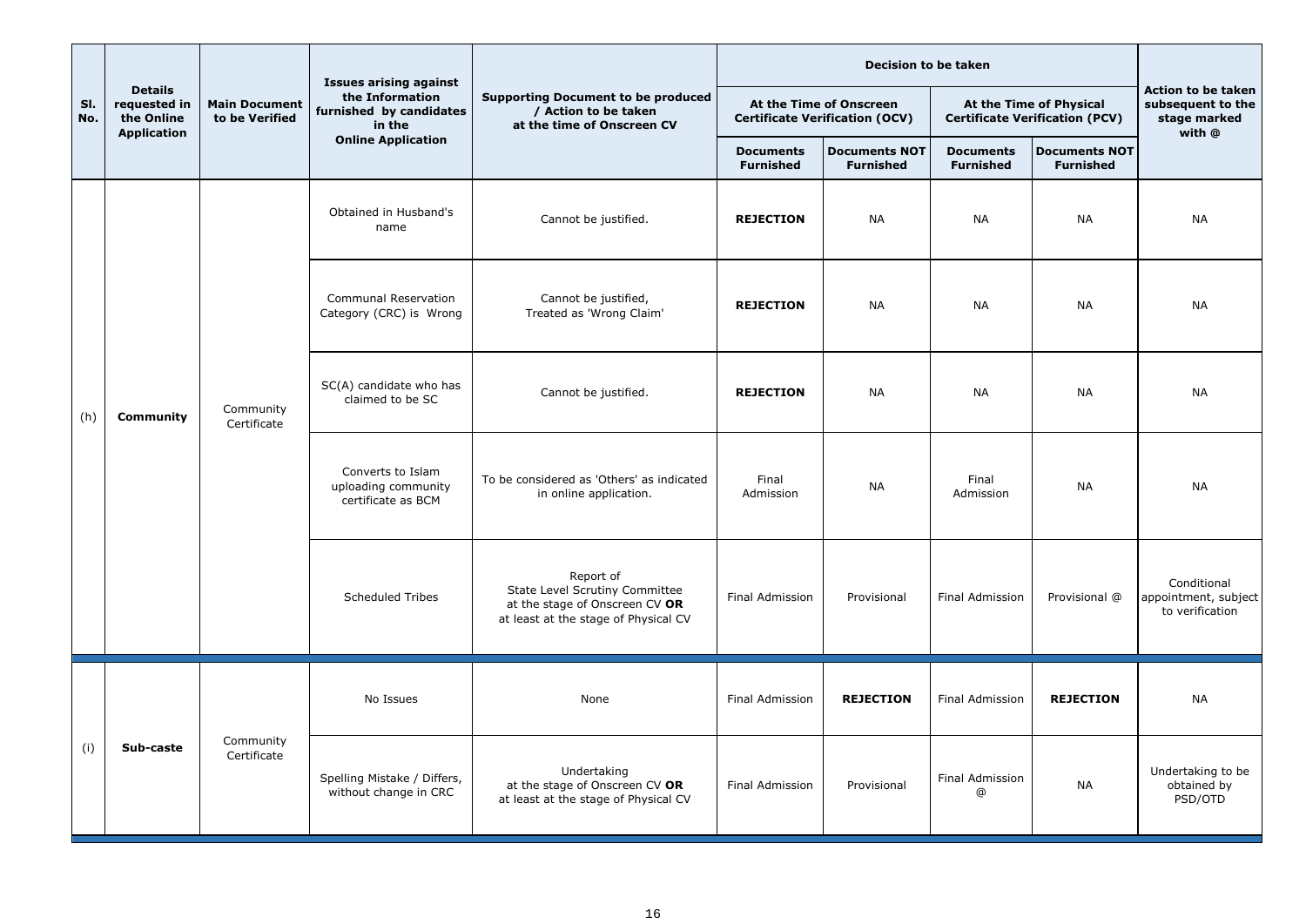| Sl. No. | Details requested in the Online Application | Main Document to be Verified | Issues arising against the Information furnished by candidates in the Online Application | Supporting Document to be produced / Action to be taken at the time of Onscreen CV | Decision to be taken | | | | Action to be taken subsequent to the stage marked with @ |
|---|---|---|---|---|---|---|---|---|---|
| | | | | | At the Time of Onscreen Certificate Verification (OCV) | | At the Time of Physical Certificate Verification (PCV) | | |
| | | | | | Documents Furnished | Documents NOT Furnished | Documents Furnished | Documents NOT Furnished | |
| (h) | **Community** | Community Certificate | Obtained in Husband's name | Cannot be justified. | **REJECTION** | NA | NA | NA | NA |
| | | | Communal Reservation Category (CRC) is Wrong | Cannot be justified, Treated as 'Wrong Claim' | **REJECTION** | NA | NA | NA | NA |
| | | | SC(A) candidate who has claimed to be SC | Cannot be justified. | **REJECTION** | NA | NA | NA | NA |
| | | | Converts to Islam uploading community certificate as BCM | To be considered as 'Others' as indicated in online application. | Final Admission | NA | Final Admission | NA | NA |
| | | | Scheduled Tribes | Report of State Level Scrutiny Committee at the stage of Onscreen CV **OR** at least at the stage of Physical CV | Final Admission | Provisional | Final Admission | Provisional @ | Conditional appointment, subject to verification |
| (i) | **Sub-caste** | Community Certificate | No Issues | None | Final Admission | **REJECTION** | Final Admission | **REJECTION** | NA |
| | | | Spelling Mistake / Differs, without change in CRC | Undertaking at the stage of Onscreen CV **OR** at least at the stage of Physical CV | Final Admission | Provisional | Final Admission @ | NA | Undertaking to be obtained by PSD/OTD |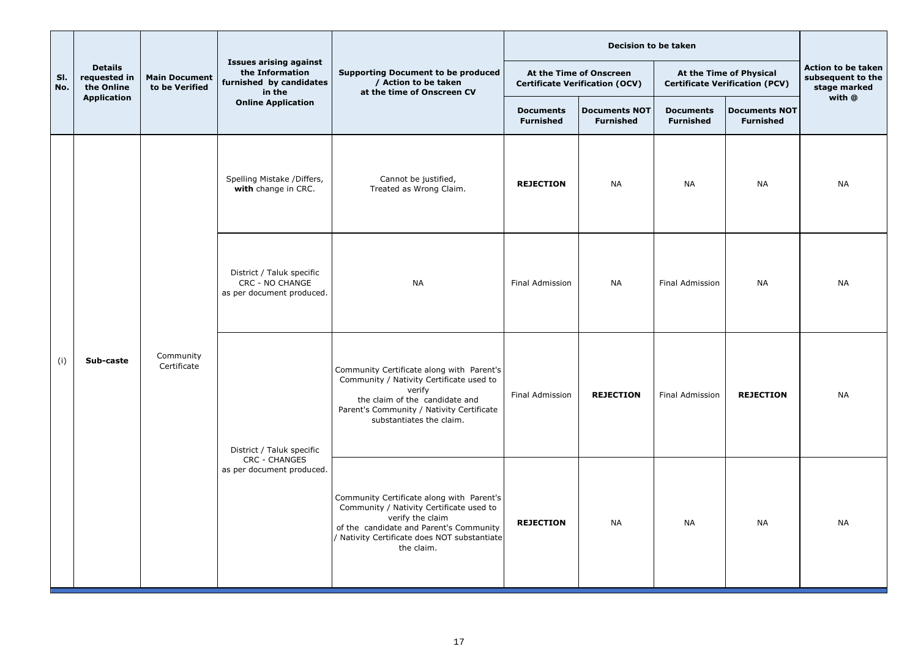| Sl. No. | Details requested in the Online Application | Main Document to be Verified | Issues arising against the Information furnished by candidates in the Online Application | Supporting Document to be produced / Action to be taken at the time of Onscreen CV | Decision to be taken | | | | Action to be taken subsequent to the stage marked with @ |
|---|---|---|---|---|---|---|---|---|---|
| | | | | | At the Time of Onscreen Certificate Verification (OCV) | | At the Time of Physical Certificate Verification (PCV) | | |
| | | | | | Documents Furnished | Documents NOT Furnished | Documents Furnished | Documents NOT Furnished | |
| (i) | **Sub-caste** | Community Certificate | Spelling Mistake /Differs, **with** change in CRC. | Cannot be justified, Treated as Wrong Claim. | **REJECTION** | NA | NA | NA | NA |
| | | | District / Taluk specific CRC - NO CHANGE as per document produced. | NA | Final Admission | NA | Final Admission | NA | NA |
| | | | District / Taluk specific CRC - CHANGES as per document produced. | Community Certificate along with Parent's Community / Nativity Certificate used to verify the claim of the candidate and Parent's Community / Nativity Certificate substantiates the claim. | Final Admission | **REJECTION** | Final Admission | **REJECTION** | NA |
| | | | | Community Certificate along with Parent's Community / Nativity Certificate used to verify the claim of the candidate and Parent's Community / Nativity Certificate does NOT substantiate the claim. | **REJECTION** | NA | NA | NA | NA |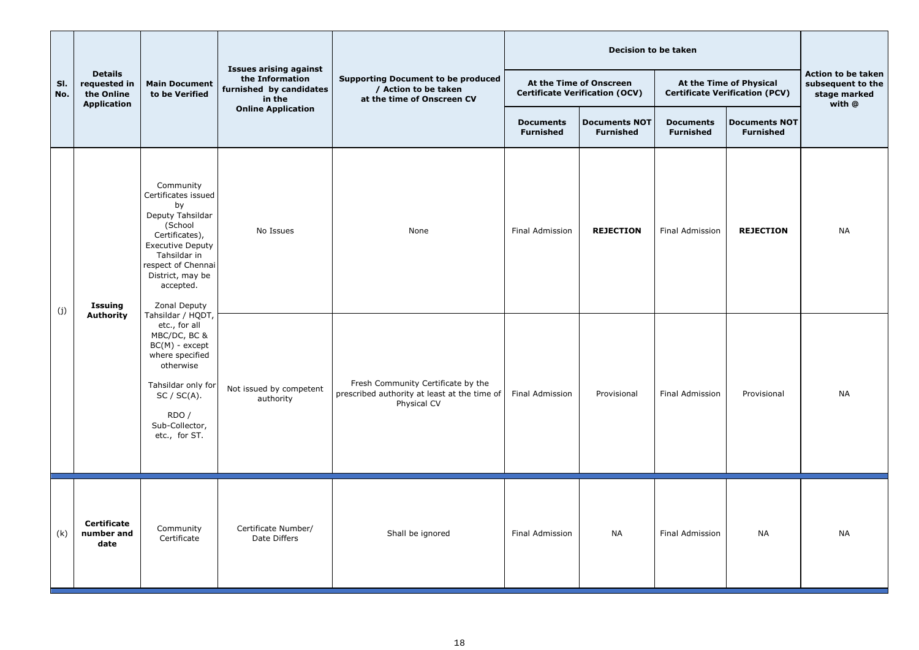| Sl. No. | Details requested in the Online Application | Main Document to be Verified | Issues arising against the Information furnished by candidates in the Online Application | Supporting Document to be produced / Action to be taken at the time of Onscreen CV | Decision to be taken | | | | Action to be taken subsequent to the stage marked with @ |
|---|---|---|---|---|---|---|---|---|---|
| | | | | | At the Time of Onscreen Certificate Verification (OCV) | | At the Time of Physical Certificate Verification (PCV) | | |
| | | | | | Documents Furnished | Documents NOT Furnished | Documents Furnished | Documents NOT Furnished | |
| (j) | **Issuing Authority** | Community Certificates issued by Deputy Tahsildar (School Certificates), Executive Deputy Tahsildar in respect of Chennai District, may be accepted. Zonal Deputy Tahsildar / HQDT, etc., for all MBC/DC, BC & BC(M) - except where specified otherwise Tahsildar only for SC / SC(A). RDO / Sub-Collector, etc., for ST. | No Issues | None | Final Admission | **REJECTION** | Final Admission | **REJECTION** | NA |
| | | | Not issued by competent authority | Fresh Community Certificate by the prescribed authority at least at the time of Physical CV | Final Admission | Provisional | Final Admission | Provisional | NA |
| (k) | **Certificate number and date** | Community Certificate | Certificate Number/ Date Differs | Shall be ignored | Final Admission | NA | Final Admission | NA | NA |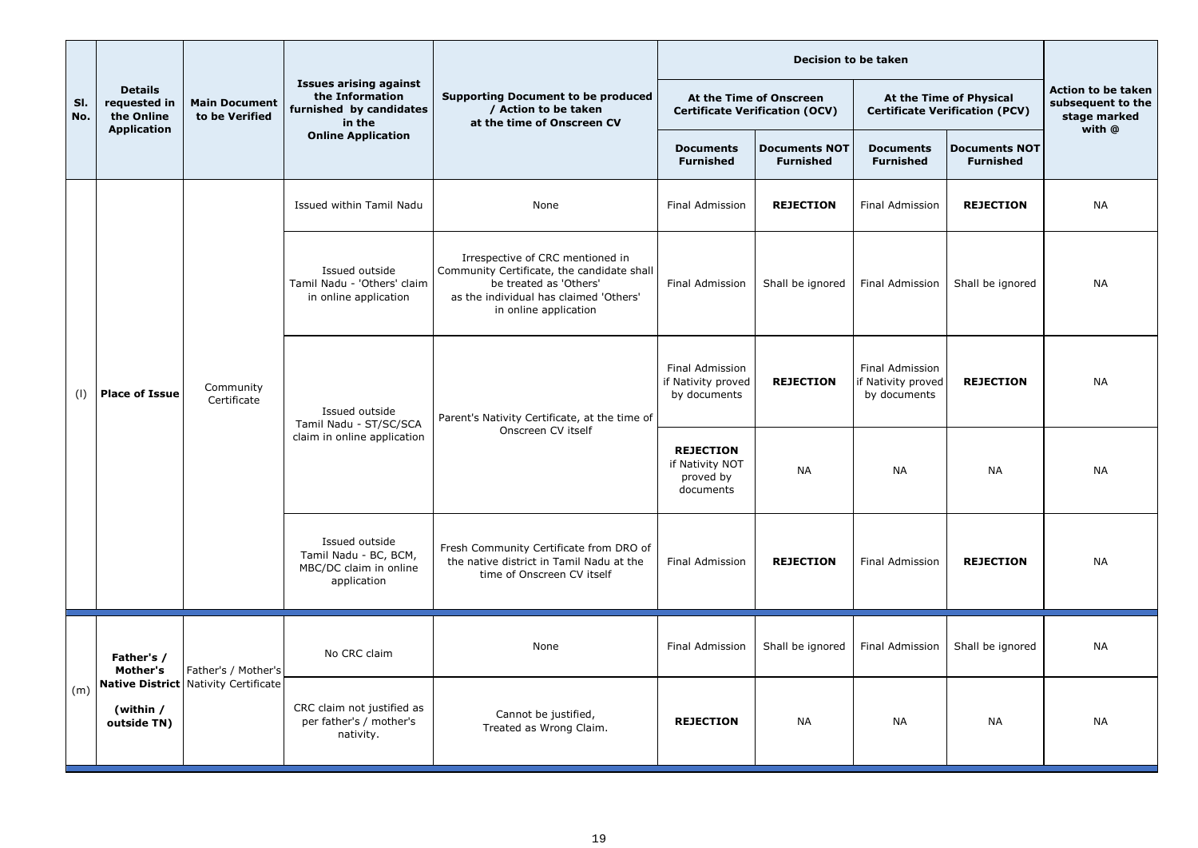| Sl. No. | Details requested in the Online Application | Main Document to be Verified | Issues arising against the Information furnished by candidates in the Online Application | Supporting Document to be produced / Action to be taken at the time of Onscreen CV | Decision to be taken | | | | Action to be taken subsequent to the stage marked with @ |
|---|---|---|---|---|---|---|---|---|---|
| | | | | | At the Time of Onscreen Certificate Verification (OCV) | | At the Time of Physical Certificate Verification (PCV) | | |
| | | | | | Documents Furnished | Documents NOT Furnished | Documents Furnished | Documents NOT Furnished | |
| (l) | **Place of Issue** | Community Certificate | Issued within Tamil Nadu | None | Final Admission | **REJECTION** | Final Admission | **REJECTION** | NA |
| | | | Issued outside Tamil Nadu - 'Others' claim in online application | Irrespective of CRC mentioned in Community Certificate, the candidate shall be treated as 'Others' as the individual has claimed 'Others' in online application | Final Admission | Shall be ignored | Final Admission | Shall be ignored | NA |
| | | | Issued outside Tamil Nadu - ST/SC/SCA claim in online application | Parent's Nativity Certificate, at the time of Onscreen CV itself | Final Admission if Nativity proved by documents | **REJECTION** | Final Admission if Nativity proved by documents | **REJECTION** | NA |
| | | | | | **REJECTION** if Nativity NOT proved by documents | NA | NA | NA | NA |
| | | | Issued outside Tamil Nadu - BC, BCM, MBC/DC claim in online application | Fresh Community Certificate from DRO of the native district in Tamil Nadu at the time of Onscreen CV itself | Final Admission | **REJECTION** | Final Admission | **REJECTION** | NA |
| (m) | **Father's / Mother's Native District (within / outside TN)** | Father's / Mother's Nativity Certificate | No CRC claim | None | Final Admission | Shall be ignored | Final Admission | Shall be ignored | NA |
| | | | CRC claim not justified as per father's / mother's nativity. | Cannot be justified, Treated as Wrong Claim. | **REJECTION** | NA | NA | NA | NA |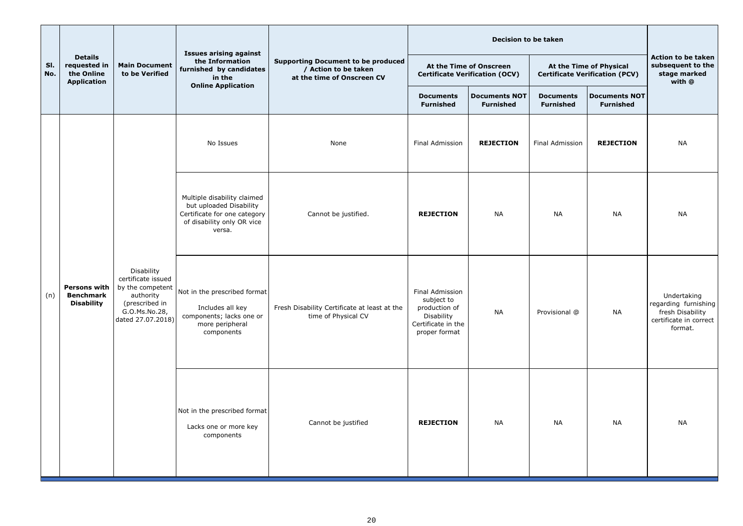| Sl. No. | Details requested in the Online Application | Main Document to be Verified | Issues arising against the Information furnished by candidates in the Online Application | Supporting Document to be produced / Action to be taken at the time of Onscreen CV | Decision to be taken | | | | Action to be taken subsequent to the stage marked with @ |
|---|---|---|---|---|---|---|---|---|---|
| | | | | | At the Time of Onscreen Certificate Verification (OCV) | | At the Time of Physical Certificate Verification (PCV) | | |
| | | | | | Documents Furnished | Documents NOT Furnished | Documents Furnished | Documents NOT Furnished | |
| (n) | **Persons with Benchmark Disability** | Disability certificate issued by the competent authority (prescribed in G.O.Ms.No.28, dated 27.07.2018) | No Issues | None | Final Admission | **REJECTION** | Final Admission | **REJECTION** | NA |
| | | | Multiple disability claimed but uploaded Disability Certificate for one category of disability only OR vice versa. | Cannot be justified. | **REJECTION** | NA | NA | NA | NA |
| | | | Not in the prescribed format Includes all key components; lacks one or more peripheral components | Fresh Disability Certificate at least at the time of Physical CV | Final Admission subject to production of Disability Certificate in the proper format | NA | Provisional @ | NA | Undertaking regarding furnishing fresh Disability certificate in correct format. |
| | | | Not in the prescribed format Lacks one or more key components | Cannot be justified | **REJECTION** | NA | NA | NA | NA |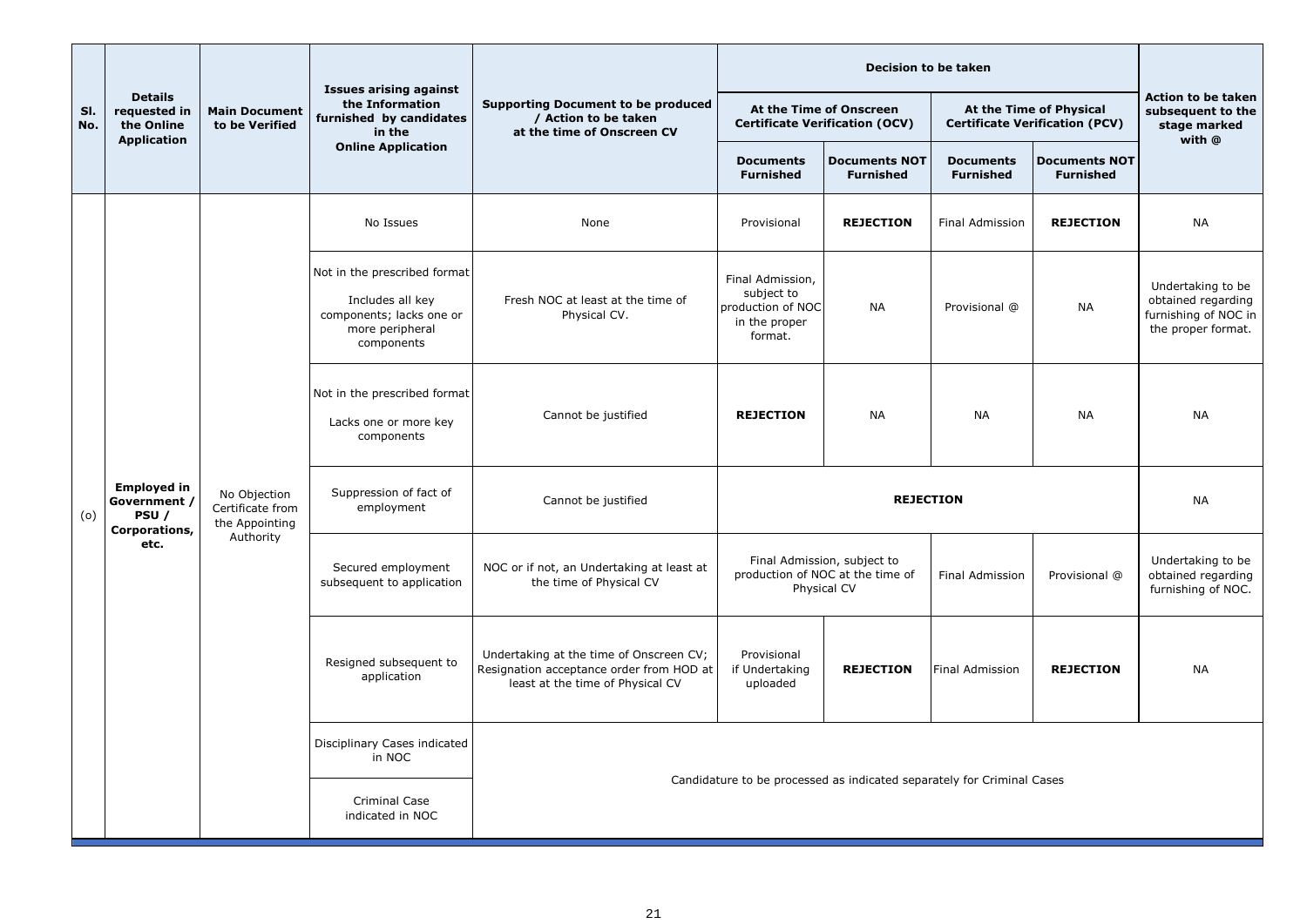| Sl. No. | Details requested in the Online Application | Main Document to be Verified | Issues arising against the Information furnished by candidates in the Online Application | Supporting Document to be produced / Action to be taken at the time of Onscreen CV | Decision to be taken | | | | Action to be taken subsequent to the stage marked with @ |
|---|---|---|---|---|---|---|---|---|---|
| | | | | | At the Time of Onscreen Certificate Verification (OCV) | | At the Time of Physical Certificate Verification (PCV) | | |
| | | | | | Documents Furnished | Documents NOT Furnished | Documents Furnished | Documents NOT Furnished | |
| (o) | **Employed in Government / PSU / Corporations, etc.** | No Objection Certificate from the Appointing Authority | No Issues | None | Provisional | **REJECTION** | Final Admission | **REJECTION** | NA |
| | | | Not in the prescribed format Includes all key components; lacks one or more peripheral components | Fresh NOC at least at the time of Physical CV. | Final Admission, subject to production of NOC in the proper format. | NA | Provisional @ | NA | Undertaking to be obtained regarding furnishing of NOC in the proper format. |
| | | | Not in the prescribed format Lacks one or more key components | Cannot be justified | **REJECTION** | NA | NA | NA | NA |
| | | | Suppression of fact of employment | Cannot be justified | **REJECTION** | | | | NA |
| | | | Secured employment subsequent to application | NOC or if not, an Undertaking at least at the time of Physical CV | Final Admission, subject to production of NOC at the time of Physical CV | | Final Admission | Provisional @ | Undertaking to be obtained regarding furnishing of NOC. |
| | | | Resigned subsequent to application | Undertaking at the time of Onscreen CV; Resignation acceptance order from HOD at least at the time of Physical CV | Provisional if Undertaking uploaded | **REJECTION** | Final Admission | **REJECTION** | NA |
| | | | Disciplinary Cases indicated in NOC | Candidature to be processed as indicated separately for Criminal Cases | | | | | |
| | | | Criminal Case indicated in NOC | | | | | | |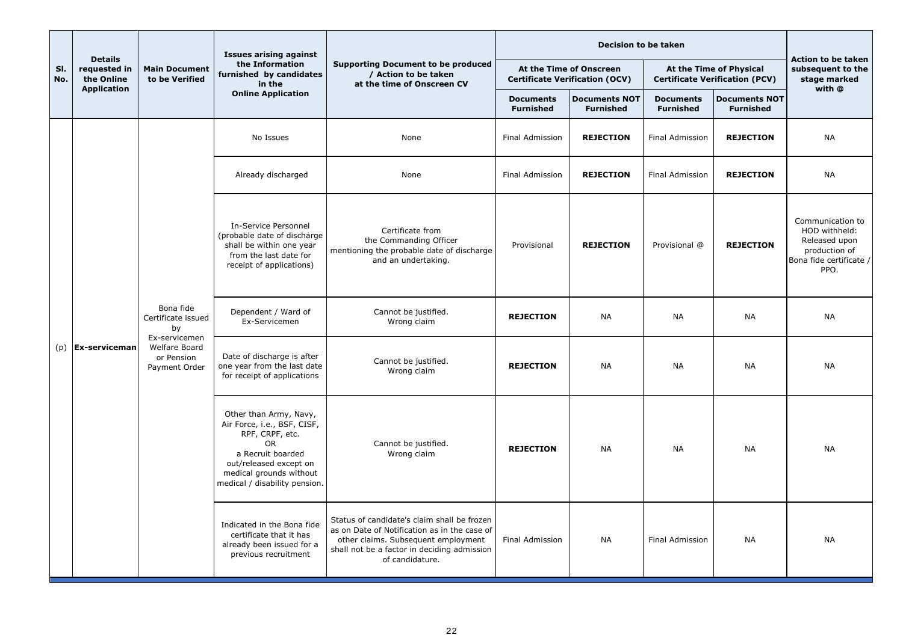| Sl. No. | Details requested in the Online Application | Main Document to be Verified | Issues arising against the Information furnished by candidates in the Online Application | Supporting Document to be produced / Action to be taken at the time of Onscreen CV | Decision to be taken | | | | Action to be taken subsequent to the stage marked with @ |
|---|---|---|---|---|---|---|---|---|---|
| | | | | | At the Time of Onscreen Certificate Verification (OCV) | | At the Time of Physical Certificate Verification (PCV) | | |
| | | | | | Documents Furnished | Documents NOT Furnished | Documents Furnished | Documents NOT Furnished | |
| (p) | **Ex-serviceman** | Bona fide Certificate issued by Ex-servicemen Welfare Board or Pension Payment Order | No Issues | None | Final Admission | **REJECTION** | Final Admission | **REJECTION** | NA |
| | | | Already discharged | None | Final Admission | **REJECTION** | Final Admission | **REJECTION** | NA |
| | | | In-Service Personnel (probable date of discharge shall be within one year from the last date for receipt of applications) | Certificate from the Commanding Officer mentioning the probable date of discharge and an undertaking. | Provisional | **REJECTION** | Provisional @ | **REJECTION** | Communication to HOD withheld: Released upon production of Bona fide certificate / PPO. |
| | | | Dependent / Ward of Ex-Servicemen | Cannot be justified. Wrong claim | **REJECTION** | NA | NA | NA | NA |
| | | | Date of discharge is after one year from the last date for receipt of applications | Cannot be justified. Wrong claim | **REJECTION** | NA | NA | NA | NA |
| | | | Other than Army, Navy, Air Force, i.e., BSF, CISF, RPF, CRPF, etc. OR a Recruit boarded out/released except on medical grounds without medical / disability pension. | Cannot be justified. Wrong claim | **REJECTION** | NA | NA | NA | NA |
| | | | Indicated in the Bona fide certificate that it has already been issued for a previous recruitment | Status of candidate's claim shall be frozen as on Date of Notification as in the case of other claims. Subsequent employment shall not be a factor in deciding admission of candidature. | Final Admission | NA | Final Admission | NA | NA |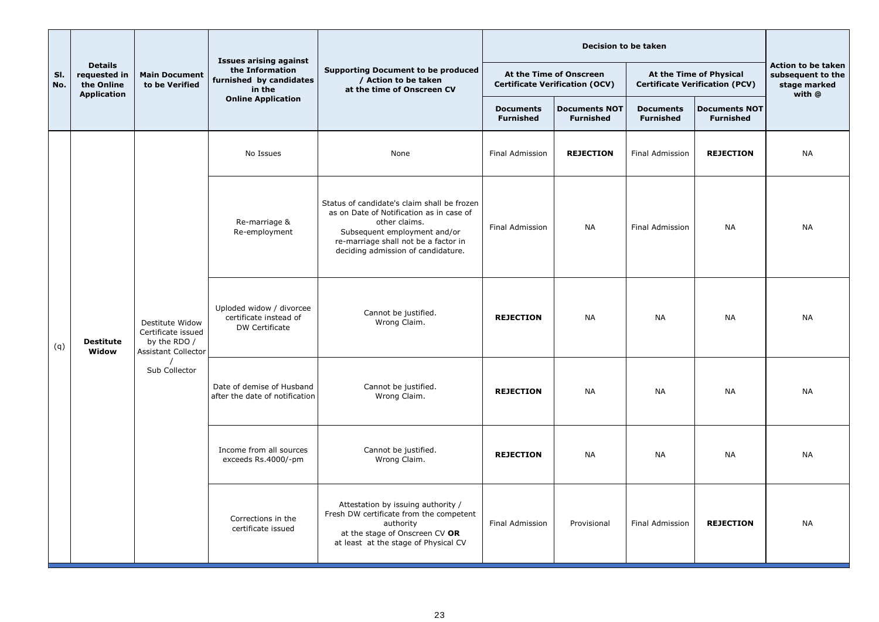| Sl. No. | Details requested in the Online Application | Main Document to be Verified | Issues arising against the Information furnished by candidates in the Online Application | Supporting Document to be produced / Action to be taken at the time of Onscreen CV | Decision to be taken | | | | Action to be taken subsequent to the stage marked with @ |
|---|---|---|---|---|---|---|---|---|---|
| | | | | | At the Time of Onscreen Certificate Verification (OCV) | | At the Time of Physical Certificate Verification (PCV) | | |
| | | | | | Documents Furnished | Documents NOT Furnished | Documents Furnished | Documents NOT Furnished | |
| (q) | **Destitute Widow** | Destitute Widow Certificate issued by the RDO / Assistant Collector / Sub Collector | No Issues | None | Final Admission | **REJECTION** | Final Admission | **REJECTION** | NA |
| | | | Re-marriage & Re-employment | Status of candidate's claim shall be frozen as on Date of Notification as in case of other claims. Subsequent employment and/or re-marriage shall not be a factor in deciding admission of candidature. | Final Admission | NA | Final Admission | NA | NA |
| | | | Uploded widow / divorcee certificate instead of DW Certificate | Cannot be justified. Wrong Claim. | **REJECTION** | NA | NA | NA | NA |
| | | | Date of demise of Husband after the date of notification | Cannot be justified. Wrong Claim. | **REJECTION** | NA | NA | NA | NA |
| | | | Income from all sources exceeds Rs.4000/-pm | Cannot be justified. Wrong Claim. | **REJECTION** | NA | NA | NA | NA |
| | | | Corrections in the certificate issued | Attestation by issuing authority / Fresh DW certificate from the competent authority at the stage of Onscreen CV **OR** at least at the stage of Physical CV | Final Admission | Provisional | Final Admission | **REJECTION** | NA |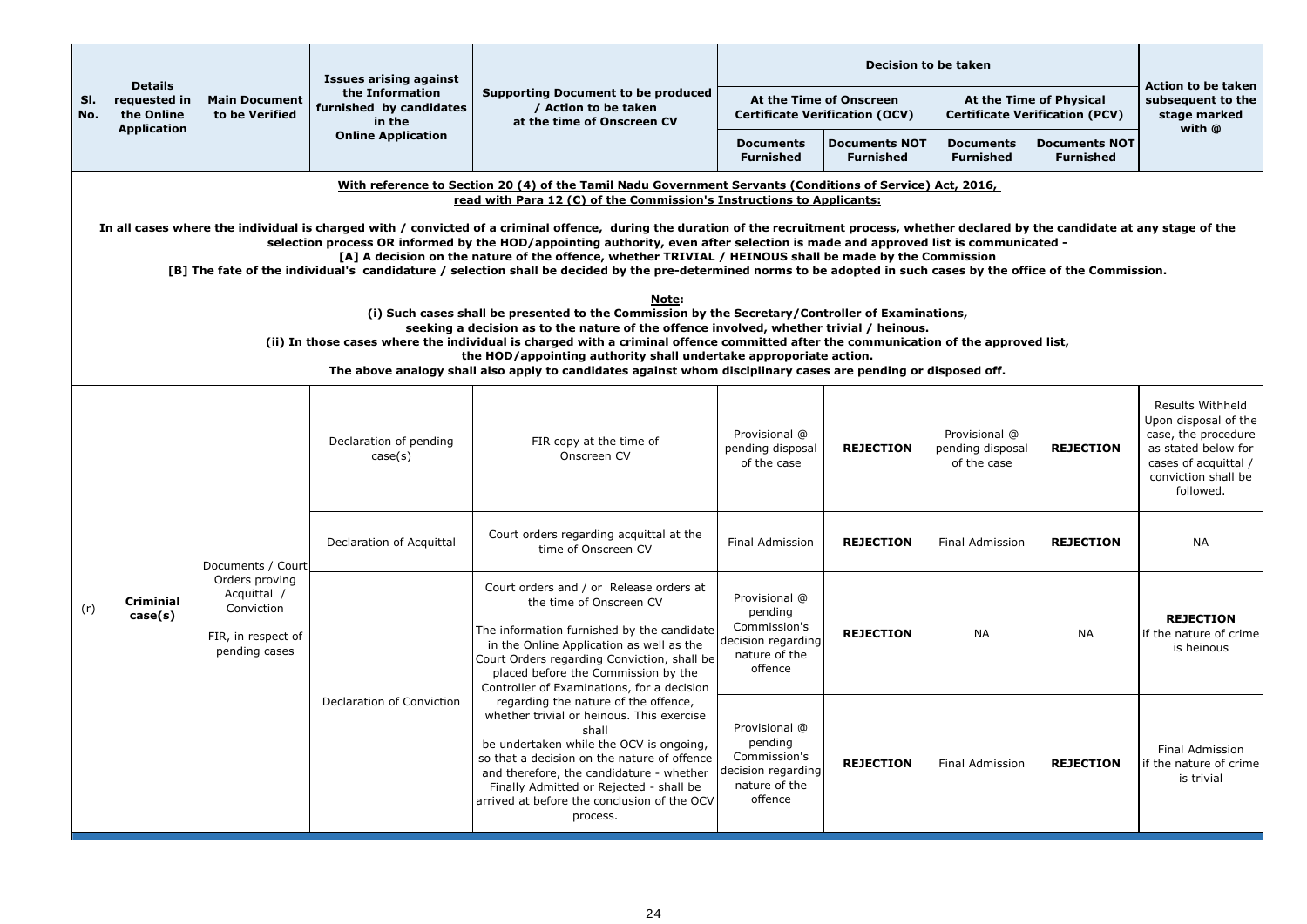| Sl. No. | Details requested in the Online Application | Main Document to be Verified | Issues arising against the Information furnished by candidates in the Online Application | Supporting Document to be produced / Action to be taken at the time of Onscreen CV | Decision to be taken | | | | Action to be taken subsequent to the stage marked with @ |
|---|---|---|---|---|---|---|---|---|---|
| | | | | | At the Time of Onscreen Certificate Verification (OCV) | | At the Time of Physical Certificate Verification (PCV) | | |
| | | | | | Documents Furnished | Documents NOT Furnished | Documents Furnished | Documents NOT Furnished | |
| **With reference to Section 20 (4) of the Tamil Nadu Government Servants (Conditions of Service) Act, 2016, read with Para 12 (C) of the Commission's Instructions to Applicants:**<br><br>**In all cases where the individual is charged with / convicted of a criminal offence, during the duration of the recruitment process, whether declared by the candidate at any stage of the selection process OR informed by the HOD/appointing authority, even after selection is made and approved list is communicated -**<br>**[A] A decision on the nature of the offence, whether TRIVIAL / HEINOUS shall be made by the Commission**<br>**[B] The fate of the individual's candidature / selection shall be decided by the pre-determined norms to be adopted in such cases by the office of the Commission.**<br><br>**Note:**<br>**(i) Such cases shall be presented to the Commission by the Secretary/Controller of Examinations, seeking a decision as to the nature of the offence involved, whether trivial / heinous.**<br>**(ii) In those cases where the individual is charged with a criminal offence committed after the communication of the approved list, the HOD/appointing authority shall undertake appropriate action.**<br>**The above analogy shall also apply to candidates against whom disciplinary cases are pending or disposed off.** | | | | | | | | | |
| (r) | **Criminial case(s)** | Documents / Court Orders proving Acquittal / Conviction<br><br>FIR, in respect of pending cases | Declaration of pending case(s) | FIR copy at the time of Onscreen CV | Provisional @ pending disposal of the case | **REJECTION** | Provisional @ pending disposal of the case | **REJECTION** | Results Withheld Upon disposal of the case, the procedure as stated below for cases of acquittal / conviction shall be followed. |
| | | | Declaration of Acquittal | Court orders regarding acquittal at the time of Onscreen CV | Final Admission | **REJECTION** | Final Admission | **REJECTION** | NA |
| | | | Declaration of Conviction | Court orders and / or Release orders at the time of Onscreen CV<br><br>The information furnished by the candidate in the Online Application as well as the Court Orders regarding Conviction, shall be placed before the Commission by the Controller of Examinations, for a decision regarding the nature of the offence, whether trivial or heinous. This exercise shall be undertaken while the OCV is ongoing, so that a decision on the nature of offence and therefore, the candidature - whether Finally Admitted or Rejected - shall be arrived at before the conclusion of the OCV process. | Provisional @ pending Commission's decision regarding nature of the offence | **REJECTION** | NA | NA | **REJECTION** if the nature of crime is heinous |
| | | | | | Provisional @ pending Commission's decision regarding nature of the offence | **REJECTION** | Final Admission | **REJECTION** | Final Admission if the nature of crime is trivial |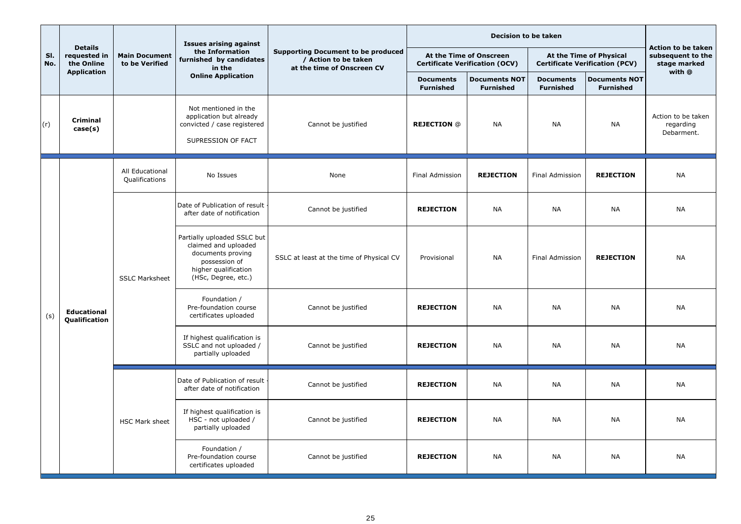| Sl. No. | Details requested in the Online Application | Main Document to be Verified | Issues arising against the Information furnished by candidates in the Online Application | Supporting Document to be produced / Action to be taken at the time of Onscreen CV | Decision to be taken | | | | Action to be taken subsequent to the stage marked with @ |
|---|---|---|---|---|---|---|---|---|---|
| | | | | | At the Time of Onscreen Certificate Verification (OCV) | | At the Time of Physical Certificate Verification (PCV) | | |
| | | | | | **Documents Furnished** | **Documents NOT Furnished** | **Documents Furnished** | **Documents NOT Furnished** | |
| (r) | **Criminal case(s)** | | Not mentioned in the application but already convicted / case registered SUPRESSION OF FACT | Cannot be justified | **REJECTION** @ | NA | NA | NA | Action to be taken regarding Debarment. |
| (s) | **Educational Qualification** | All Educational Qualifications | No Issues | None | Final Admission | **REJECTION** | Final Admission | **REJECTION** | NA |
| | | SSLC Marksheet | Date of Publication of result - after date of notification | Cannot be justified | **REJECTION** | NA | NA | NA | NA |
| | | | Partially uploaded SSLC but claimed and uploaded documents proving possession of higher qualification (HSc, Degree, etc.) | SSLC at least at the time of Physical CV | Provisional | NA | Final Admission | **REJECTION** | NA |
| | | | Foundation / Pre-foundation course certificates uploaded | Cannot be justified | **REJECTION** | NA | NA | NA | NA |
| | | | If highest qualification is SSLC and not uploaded / partially uploaded | Cannot be justified | **REJECTION** | NA | NA | NA | NA |
| | | HSC Mark sheet | Date of Publication of result - after date of notification | Cannot be justified | **REJECTION** | NA | NA | NA | NA |
| | | | If highest qualification is HSC - not uploaded / partially uploaded | Cannot be justified | **REJECTION** | NA | NA | NA | NA |
| | | | Foundation / Pre-foundation course certificates uploaded | Cannot be justified | **REJECTION** | NA | NA | NA | NA |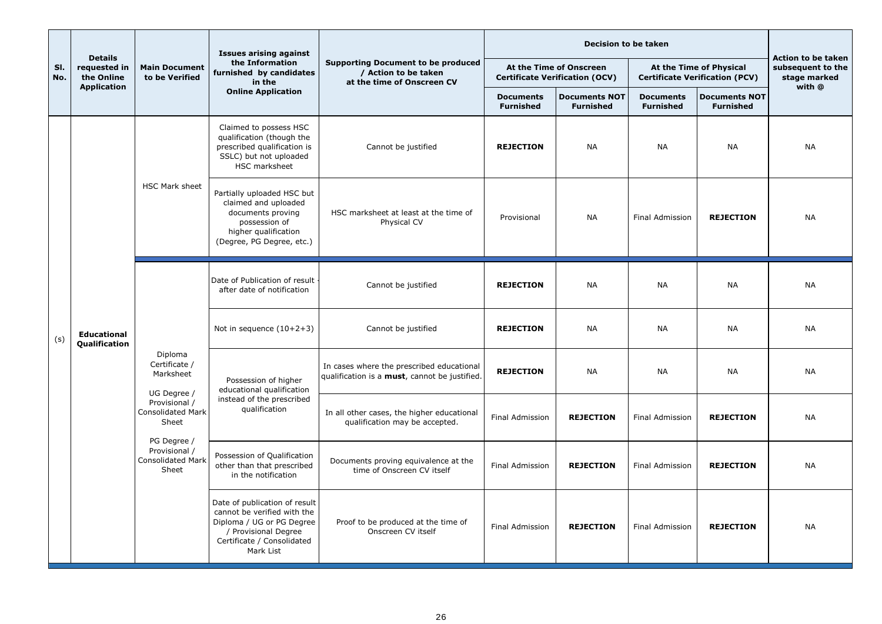| Sl. No. | Details requested in the Online Application | Main Document to be Verified | Issues arising against the Information furnished by candidates in the Online Application | Supporting Document to be produced / Action to be taken at the time of Onscreen CV | Decision to be taken | | | | Action to be taken subsequent to the stage marked with @ |
|---|---|---|---|---|---|---|---|---|---|
| | | | | | At the Time of Onscreen Certificate Verification (OCV) | | At the Time of Physical Certificate Verification (PCV) | | |
| | | | | | Documents Furnished | Documents NOT Furnished | Documents Furnished | Documents NOT Furnished | |
| (s) | Educational Qualification | HSC Mark sheet | Claimed to possess HSC qualification (though the prescribed qualification is SSLC) but not uploaded HSC marksheet | Cannot be justified | **REJECTION** | NA | NA | NA | NA |
| | | | Partially uploaded HSC but claimed and uploaded documents proving possession of higher qualification (Degree, PG Degree, etc.) | HSC marksheet at least at the time of Physical CV | Provisional | NA | Final Admission | **REJECTION** | NA |
| | | Diploma Certificate / Marksheet<br><br>UG Degree / Provisional / Consolidated Mark Sheet<br><br>PG Degree / Provisional / Consolidated Mark Sheet | Date of Publication of result after date of notification | Cannot be justified | **REJECTION** | NA | NA | NA | NA |
| | | | Not in sequence (10+2+3) | Cannot be justified | **REJECTION** | NA | NA | NA | NA |
| | | | Possession of higher educational qualification instead of the prescribed qualification | In cases where the prescribed educational qualification is a **must**, cannot be justified. | **REJECTION** | NA | NA | NA | NA |
| | | | | In all other cases, the higher educational qualification may be accepted. | Final Admission | **REJECTION** | Final Admission | **REJECTION** | NA |
| | | | Possession of Qualification other than that prescribed in the notification | Documents proving equivalence at the time of Onscreen CV itself | Final Admission | **REJECTION** | Final Admission | **REJECTION** | NA |
| | | | Date of publication of result cannot be verified with the Diploma / UG or PG Degree / Provisional Degree Certificate / Consolidated Mark List | Proof to be produced at the time of Onscreen CV itself | Final Admission | **REJECTION** | Final Admission | **REJECTION** | NA |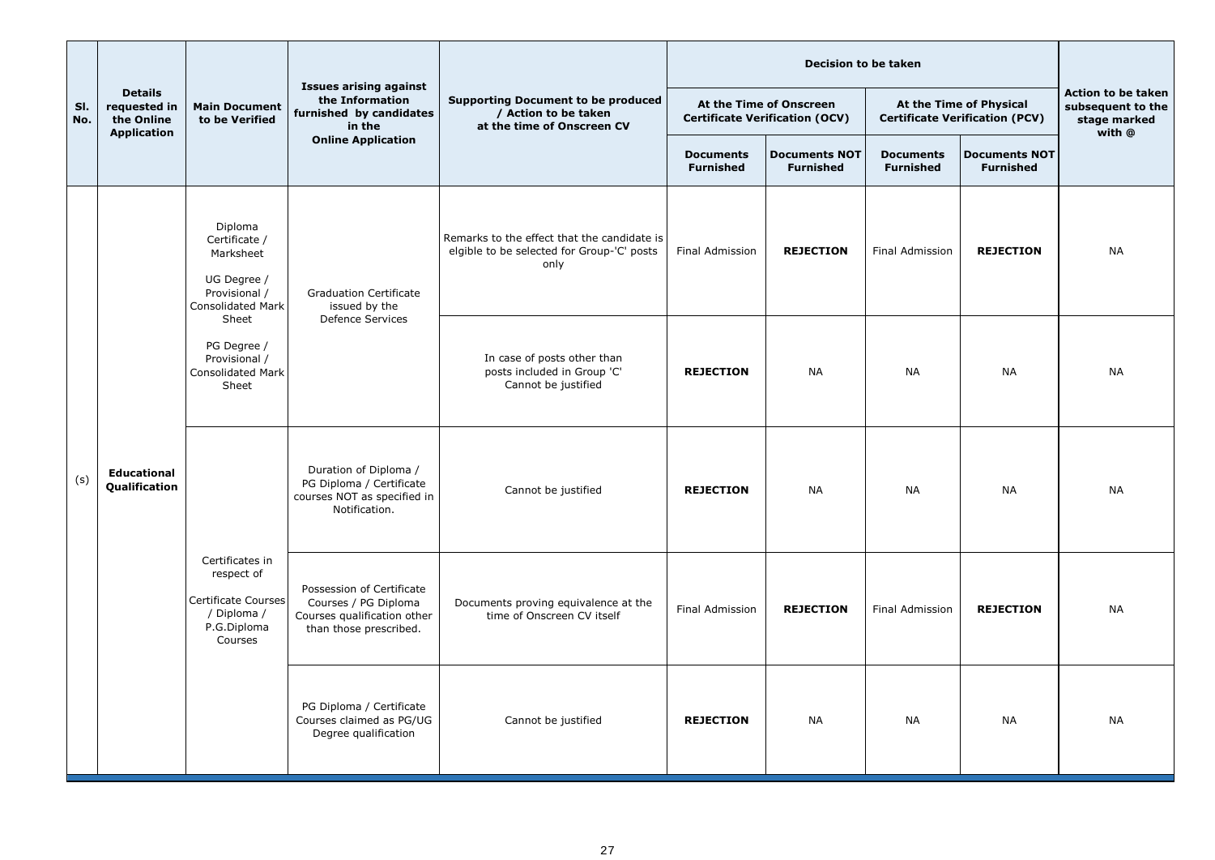| Sl. No. | Details requested in the Online Application | Main Document to be Verified | Issues arising against the Information furnished by candidates in the Online Application | Supporting Document to be produced / Action to be taken at the time of Onscreen CV | Decision to be taken | | | | Action to be taken subsequent to the stage marked with @ |
|---|---|---|---|---|---|---|---|---|---|
| | | | | | At the Time of Onscreen Certificate Verification (OCV) | | At the Time of Physical Certificate Verification (PCV) | | |
| | | | | | Documents Furnished | Documents NOT Furnished | Documents Furnished | Documents NOT Furnished | |
| (s) | Educational Qualification | Diploma Certificate / Marksheet<br><br>UG Degree / Provisional / Consolidated Mark Sheet<br><br>PG Degree / Provisional / Consolidated Mark Sheet | Graduation Certificate issued by the Defence Services | Remarks to the effect that the candidate is elgible to be selected for Group-'C' posts only | Final Admission | **REJECTION** | Final Admission | **REJECTION** | NA |
| | | | | In case of posts other than posts included in Group 'C' Cannot be justified | **REJECTION** | NA | NA | NA | NA |
| | | Certificates in respect of Certificate Courses / Diploma / P.G.Diploma Courses | Duration of Diploma / PG Diploma / Certificate courses NOT as specified in Notification. | Cannot be justified | **REJECTION** | NA | NA | NA | NA |
| | | | Possession of Certificate Courses / PG Diploma Courses qualification other than those prescribed. | Documents proving equivalence at the time of Onscreen CV itself | Final Admission | **REJECTION** | Final Admission | **REJECTION** | NA |
| | | | PG Diploma / Certificate Courses claimed as PG/UG Degree qualification | Cannot be justified | **REJECTION** | NA | NA | NA | NA |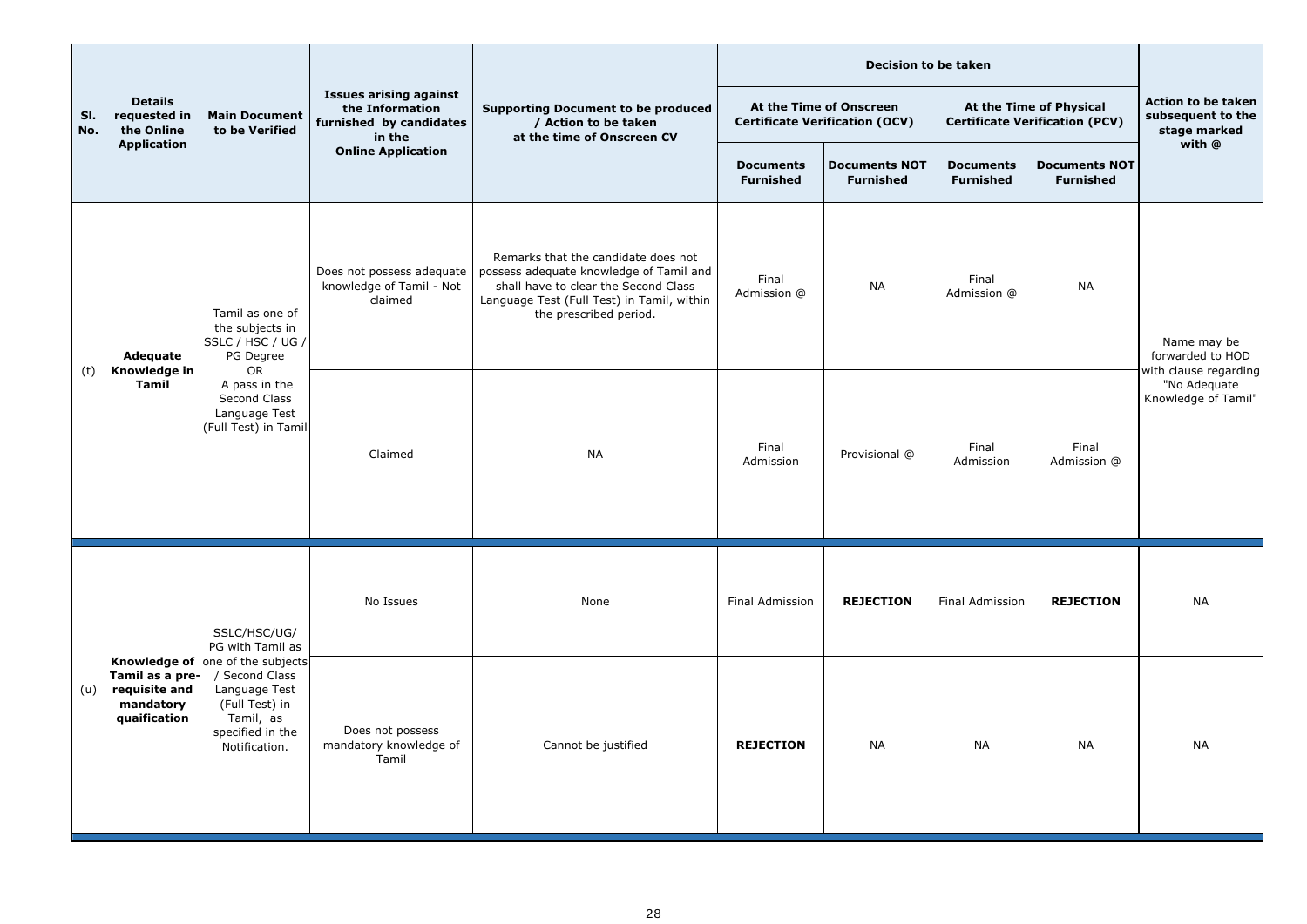| Sl. No. | Details requested in the Online Application | Main Document to be Verified | Issues arising against the Information furnished by candidates in the Online Application | Supporting Document to be produced / Action to be taken at the time of Onscreen CV | Decision to be taken | | | | Action to be taken subsequent to the stage marked with @ |
|---|---|---|---|---|---|---|---|---|---|
| | | | | | At the Time of Onscreen Certificate Verification (OCV) | | At the Time of Physical Certificate Verification (PCV) | | |
| | | | | | Documents Furnished | Documents NOT Furnished | Documents Furnished | Documents NOT Furnished | |
| (t) | **Adequate Knowledge in Tamil** | Tamil as one of the subjects in SSLC / HSC / UG / PG Degree OR A pass in the Second Class Language Test (Full Test) in Tamil | Does not possess adequate knowledge of Tamil - Not claimed | Remarks that the candidate does not possess adequate knowledge of Tamil and shall have to clear the Second Class Language Test (Full Test) in Tamil, within the prescribed period. | Final Admission @ | NA | Final Admission @ | NA | Name may be forwarded to HOD with clause regarding "No Adequate Knowledge of Tamil" |
| | | | Claimed | NA | Final Admission | Provisional @ | Final Admission | Final Admission @ | |
| (u) | **Knowledge of Tamil as a pre-requisite and mandatory quaification** | SSLC/HSC/UG/ PG with Tamil as one of the subjects / Second Class Language Test (Full Test) in Tamil, as specified in the Notification. | No Issues | None | Final Admission | **REJECTION** | Final Admission | **REJECTION** | NA |
| | | | Does not possess mandatory knowledge of Tamil | Cannot be justified | **REJECTION** | NA | NA | NA | NA |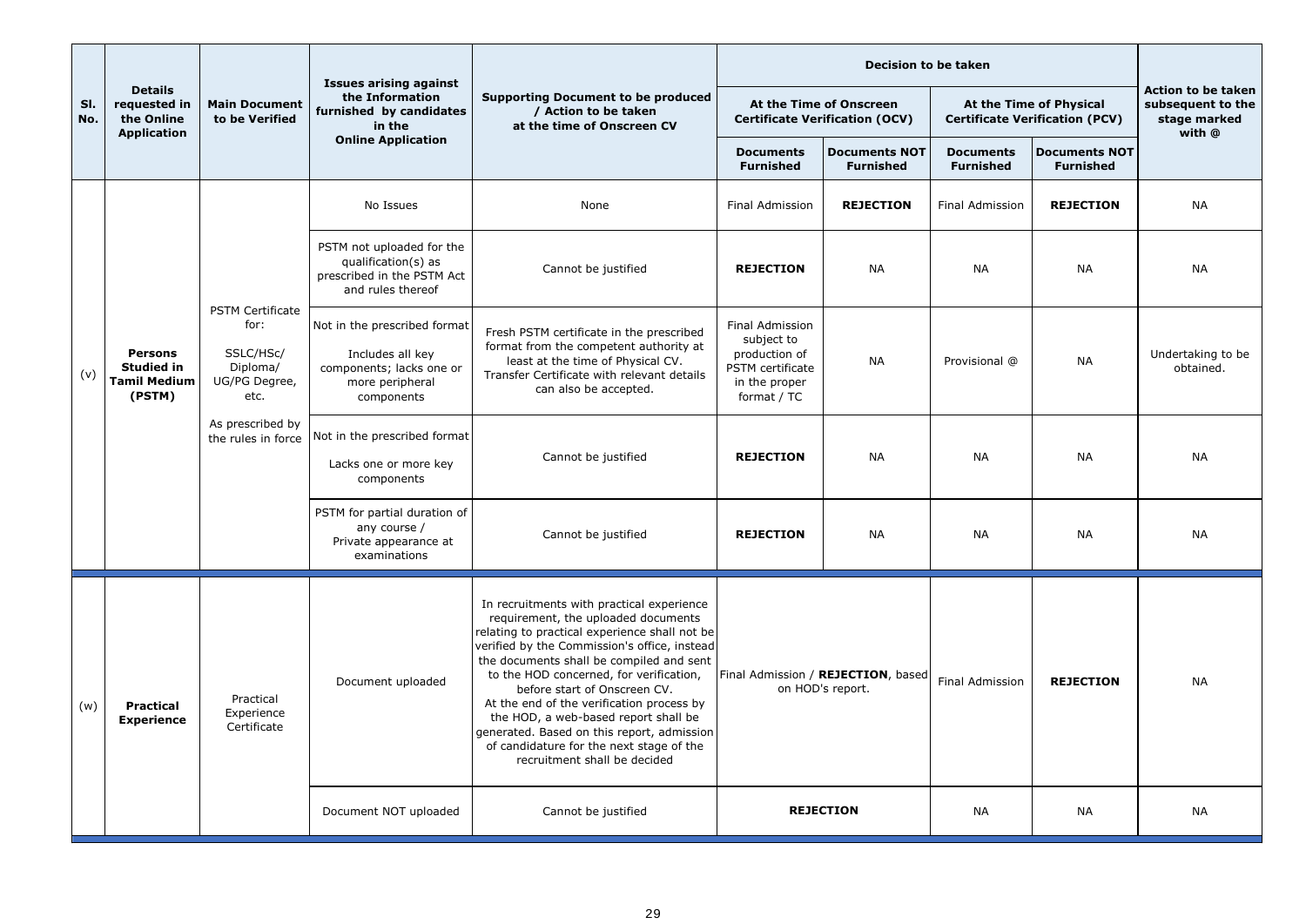| Sl. No. | Details requested in the Online Application | Main Document to be Verified | Issues arising against the Information furnished by candidates in the Online Application | Supporting Document to be produced / Action to be taken at the time of Onscreen CV | Decision to be taken | | | | Action to be taken subsequent to the stage marked with @ |
|---|---|---|---|---|---|---|---|---|---|
| | | | | | At the Time of Onscreen Certificate Verification (OCV) | | At the Time of Physical Certificate Verification (PCV) | | |
| | | | | | Documents Furnished | Documents NOT Furnished | Documents Furnished | Documents NOT Furnished | |
| (v) | **Persons Studied in Tamil Medium (PSTM)** | PSTM Certificate for: SSLC/HSc/ Diploma/ UG/PG Degree, etc. As prescribed by the rules in force | No Issues | None | Final Admission | **REJECTION** | Final Admission | **REJECTION** | NA |
| | | | PSTM not uploaded for the qualification(s) as prescribed in the PSTM Act and rules thereof | Cannot be justified | **REJECTION** | NA | NA | NA | NA |
| | | | Not in the prescribed format Includes all key components; lacks one or more peripheral components | Fresh PSTM certificate in the prescribed format from the competent authority at least at the time of Physical CV. Transfer Certificate with relevant details can also be accepted. | Final Admission subject to production of PSTM certificate in the proper format / TC | NA | Provisional @ | NA | Undertaking to be obtained. |
| | | | Not in the prescribed format Lacks one or more key components | Cannot be justified | **REJECTION** | NA | NA | NA | NA |
| | | | PSTM for partial duration of any course / Private appearance at examinations | Cannot be justified | **REJECTION** | NA | NA | NA | NA |
| (w) | **Practical Experience** | Practical Experience Certificate | Document uploaded | In recruitments with practical experience requirement, the uploaded documents relating to practical experience shall not be verified by the Commission's office, instead the documents shall be compiled and sent to the HOD concerned, for verification, before start of Onscreen CV. At the end of the verification process by the HOD, a web-based report shall be generated. Based on this report, admission of candidature for the next stage of the recruitment shall be decided | Final Admission / **REJECTION**, based on HOD's report. | | Final Admission | **REJECTION** | NA |
| | | | Document NOT uploaded | Cannot be justified | **REJECTION** | | NA | NA | NA |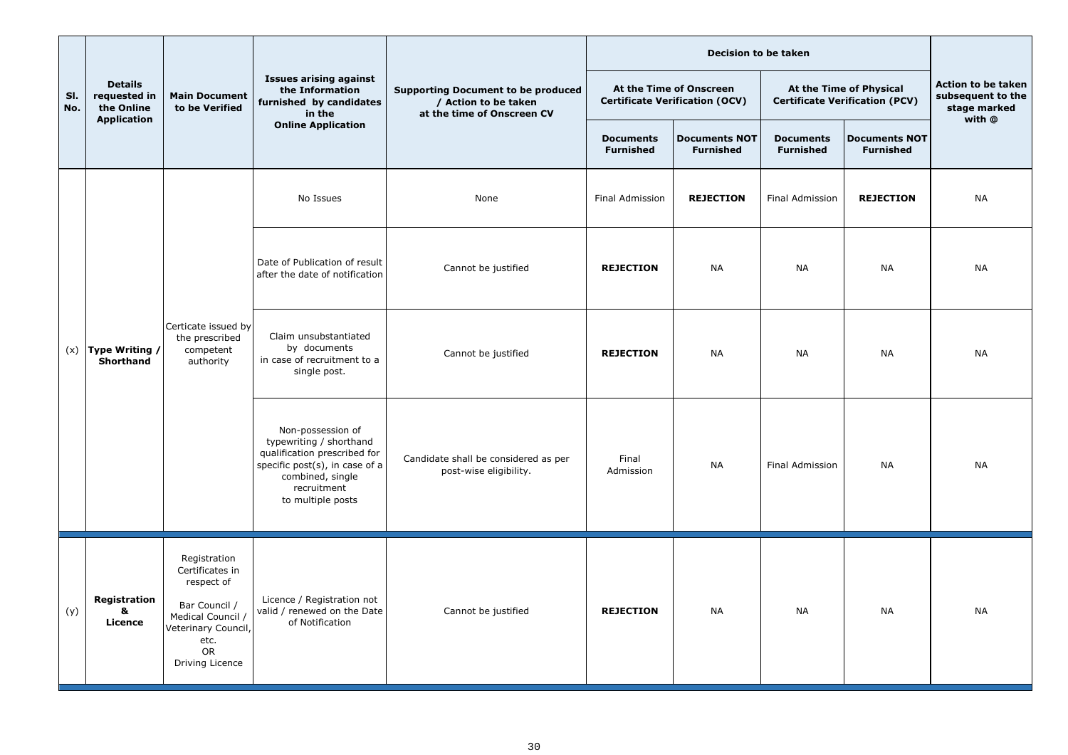| Sl. No. | Details requested in the Online Application | Main Document to be Verified | Issues arising against the Information furnished by candidates in the Online Application | Supporting Document to be produced / Action to be taken at the time of Onscreen CV | Decision to be taken | | | | Action to be taken subsequent to the stage marked with @ |
|---|---|---|---|---|---|---|---|---|---|
| | | | | | At the Time of Onscreen Certificate Verification (OCV) | | At the Time of Physical Certificate Verification (PCV) | | |
| | | | | | Documents Furnished | Documents NOT Furnished | Documents Furnished | Documents NOT Furnished | |
| (x) | **Type Writing / Shorthand** | Certicate issued by the prescribed competent authority | No Issues | None | Final Admission | **REJECTION** | Final Admission | **REJECTION** | NA |
| | | | Date of Publication of result after the date of notification | Cannot be justified | **REJECTION** | NA | NA | NA | NA |
| | | | Claim unsubstantiated by documents in case of recruitment to a single post. | Cannot be justified | **REJECTION** | NA | NA | NA | NA |
| | | | Non-possession of typewriting / shorthand qualification prescribed for specific post(s), in case of a combined, single recruitment to multiple posts | Candidate shall be considered as per post-wise eligibility. | Final Admission | NA | Final Admission | NA | NA |
| (y) | **Registration & Licence** | Registration Certificates in respect of Bar Council / Medical Council / Veterinary Council, etc. OR Driving Licence | Licence / Registration not valid / renewed on the Date of Notification | Cannot be justified | **REJECTION** | NA | NA | NA | NA |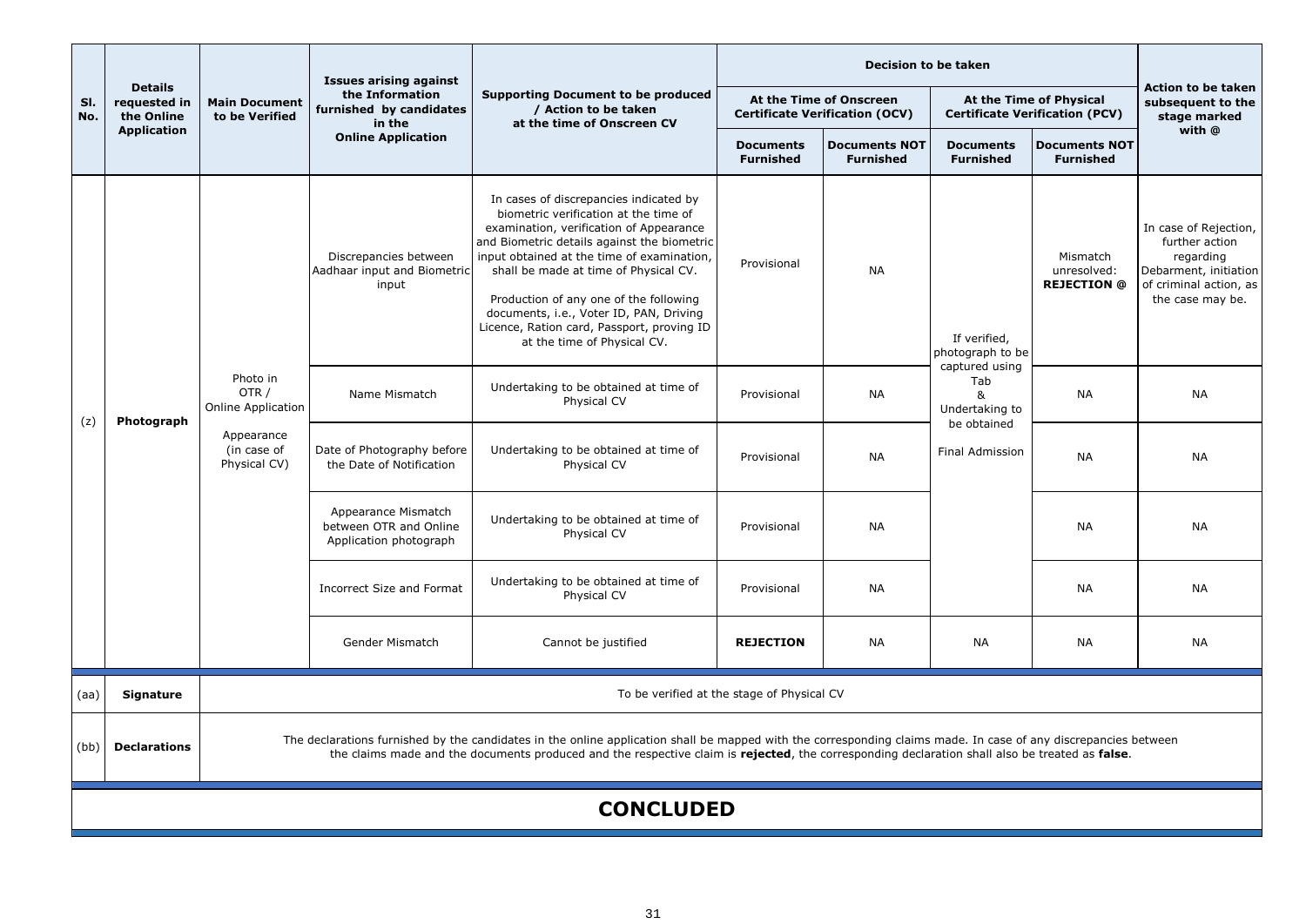| Sl. No. | Details requested in the Online Application | Main Document to be Verified | Issues arising against the Information furnished by candidates in the Online Application | Supporting Document to be produced / Action to be taken at the time of Onscreen CV | Decision to be taken | | | | Action to be taken subsequent to the stage marked with @ |
|---|---|---|---|---|---|---|---|---|---|
| | | | | | At the Time of Onscreen Certificate Verification (OCV) | | At the Time of Physical Certificate Verification (PCV) | | |
| | | | | | Documents Furnished | Documents NOT Furnished | Documents Furnished | Documents NOT Furnished | |
| (z) | **Photograph** | Photo in OTR / Online Application<br><br>Appearance (in case of Physical CV) | Discrepancies between Aadhaar input and Biometric input | In cases of discrepancies indicated by biometric verification at the time of examination, verification of Appearance and Biometric details against the biometric input obtained at the time of examination, shall be made at time of Physical CV.<br><br>Production of any one of the following documents, i.e., Voter ID, PAN, Driving Licence, Ration card, Passport, proving ID at the time of Physical CV. | Provisional | NA | If verified, photograph to be captured using Tab & Undertaking to be obtained<br><br>Final Admission | Mismatch unresolved: **REJECTION @** | In case of Rejection, further action regarding Debarment, initiation of criminal action, as the case may be. |
| | | | Name Mismatch | Undertaking to be obtained at time of Physical CV | Provisional | NA | | NA | NA |
| | | | Date of Photography before the Date of Notification | Undertaking to be obtained at time of Physical CV | Provisional | NA | | NA | NA |
| | | | Appearance Mismatch between OTR and Online Application photograph | Undertaking to be obtained at time of Physical CV | Provisional | NA | | NA | NA |
| | | | Incorrect Size and Format | Undertaking to be obtained at time of Physical CV | Provisional | NA | | NA | NA |
| | | | Gender Mismatch | Cannot be justified | **REJECTION** | NA | NA | NA | NA |
| (aa) | **Signature** | To be verified at the stage of Physical CV | | | | | | | |
| (bb) | **Declarations** | The declarations furnished by the candidates in the online application shall be mapped with the corresponding claims made. In case of any discrepancies between the claims made and the documents produced and the respective claim is **rejected**, the corresponding declaration shall also be treated as **false**. | | | | | | | |

# CONCLUDED